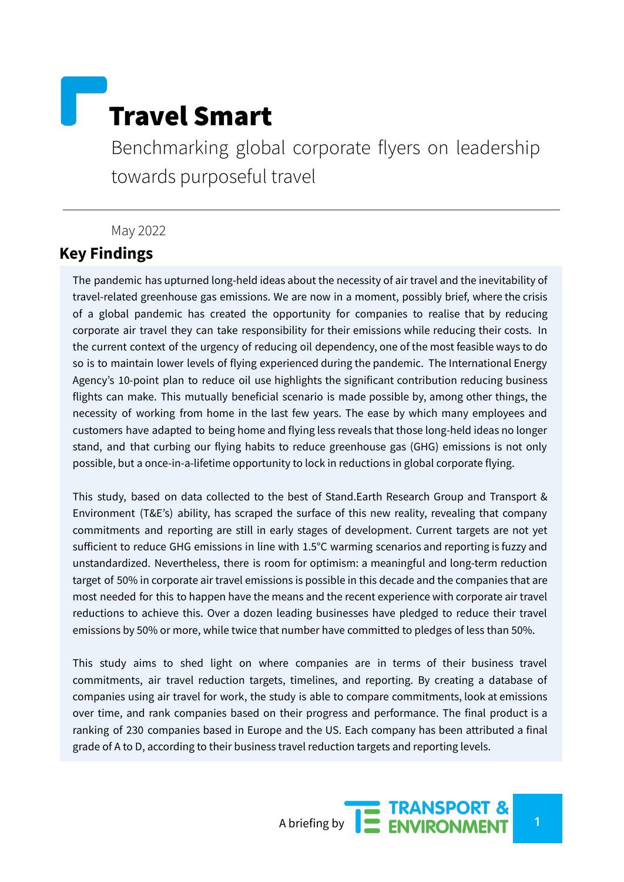# Travel Smart

Benchmarking global corporate flyers on leadership towards purposeful travel

May 2022

## Key Findings

The pandemic has upturned long-held ideas about the necessity of air travel and the inevitability of travel-related greenhouse gas emissions. We are now in a moment, possibly brief, where the crisis of a global pandemic has created the opportunity for companies to realise that by reducing corporate air travel they can take responsibility for their emissions while reducing their costs. In the current context of the urgency of reducing oil dependency, one of the most feasible ways to do so is to maintain lower levels of flying experienced during the pandemic. The International Energy Agency's 10-point plan to reduce oil use highlights the significant contribution reducing business flights can make. This mutually beneficial scenario is made possible by, among other things, the necessity of working from home in the last few years. The ease by which many employees and customers have adapted to being home and flying less reveals that those long-held ideas no longer stand, and that curbing our flying habits to reduce greenhouse gas (GHG) emissions is not only possible, but a once-in-a-lifetime opportunity to lock in reductions in global corporate flying.

This study, based on data collected to the best of Stand.Earth Research Group and Transport & Environment (T&E's) ability, has scraped the surface of this new reality, revealing that company commitments and reporting are still in early stages of development. Current targets are not yet sufficient to reduce GHG emissions in line with 1.5°C warming scenarios and reporting is fuzzy and unstandardized. Nevertheless, there is room for optimism: a meaningful and long-term reduction target of 50% in corporate air travel emissions is possible in this decade and the companies that are most needed for this to happen have the means and the recent experience with corporate air travel reductions to achieve this. Over a dozen leading businesses have pledged to reduce their travel emissions by 50% or more, while twice that number have committed to pledges of less than 50%.

This study aims to shed light on where companies are in terms of their business travel commitments, air travel reduction targets, timelines, and reporting. By creating a database of companies using air travel for work, the study is able to compare commitments, look at emissions over time, and rank companies based on their progress and performance. The final product is a ranking of 230 companies based in Europe and the US. Each company has been attributed a final grade of A to D, according to their business travel reduction targets and reporting levels.

A briefing by TRANSPORT & ENVIRONMENT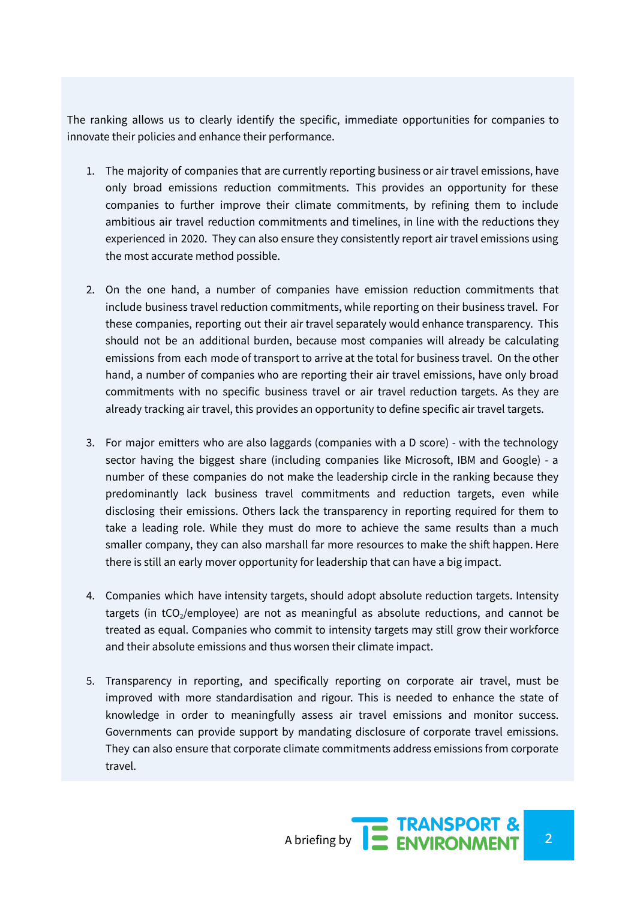The ranking allows us to clearly identify the specific, immediate opportunities for companies to innovate their policies and enhance their performance.

1. The majority of companies that are currently reporting business or air travel emissions, have only broad emissions reduction commitments. This provides an opportunity for these companies to further improve their climate commitments, by refining them to include ambitious air travel reduction commitments and timelines, in line with the reductions they experienced in 2020. They can also ensure they consistently report air travel emissions using the most accurate method possible.

2. On the one hand, a number of companies have emission reduction commitments that include business travel reduction commitments, while reporting on their business travel. For these companies, reporting out their air travel separately would enhance transparency. This should not be an additional burden, because most companies will already be calculating emissions from each mode of transport to arrive at the total for business travel. On the other hand, a number of companies who are reporting their air travel emissions, have only broad commitments with no specific business travel or air travel reduction targets. As they are already tracking air travel, this provides an opportunity to define specific air travel targets.

3. For major emitters who are also laggards (companies with a D score) - with the technology sector having the biggest share (including companies like Microsoft, IBM and Google) - a number of these companies do not make the leadership circle in the ranking because they predominantly lack business travel commitments and reduction targets, even while disclosing their emissions. Others lack the transparency in reporting required for them to take a leading role. While they must do more to achieve the same results than a much smaller company, they can also marshall far more resources to make the shift happen. Here there is still an early mover opportunity for leadership that can have a big impact.

4. Companies which have intensity targets, should adopt absolute reduction targets. Intensity targets (in $tCO_2$/employee) are not as meaningful as absolute reductions, and cannot be treated as equal. Companies who commit to intensity targets may still grow their workforce and their absolute emissions and thus worsen their climate impact.

5. Transparency in reporting, and specifically reporting on corporate air travel, must be improved with more standardisation and rigour. This is needed to enhance the state of knowledge in order to meaningfully assess air travel emissions and monitor success. Governments can provide support by mandating disclosure of corporate travel emissions. They can also ensure that corporate climate commitments address emissions from corporate travel.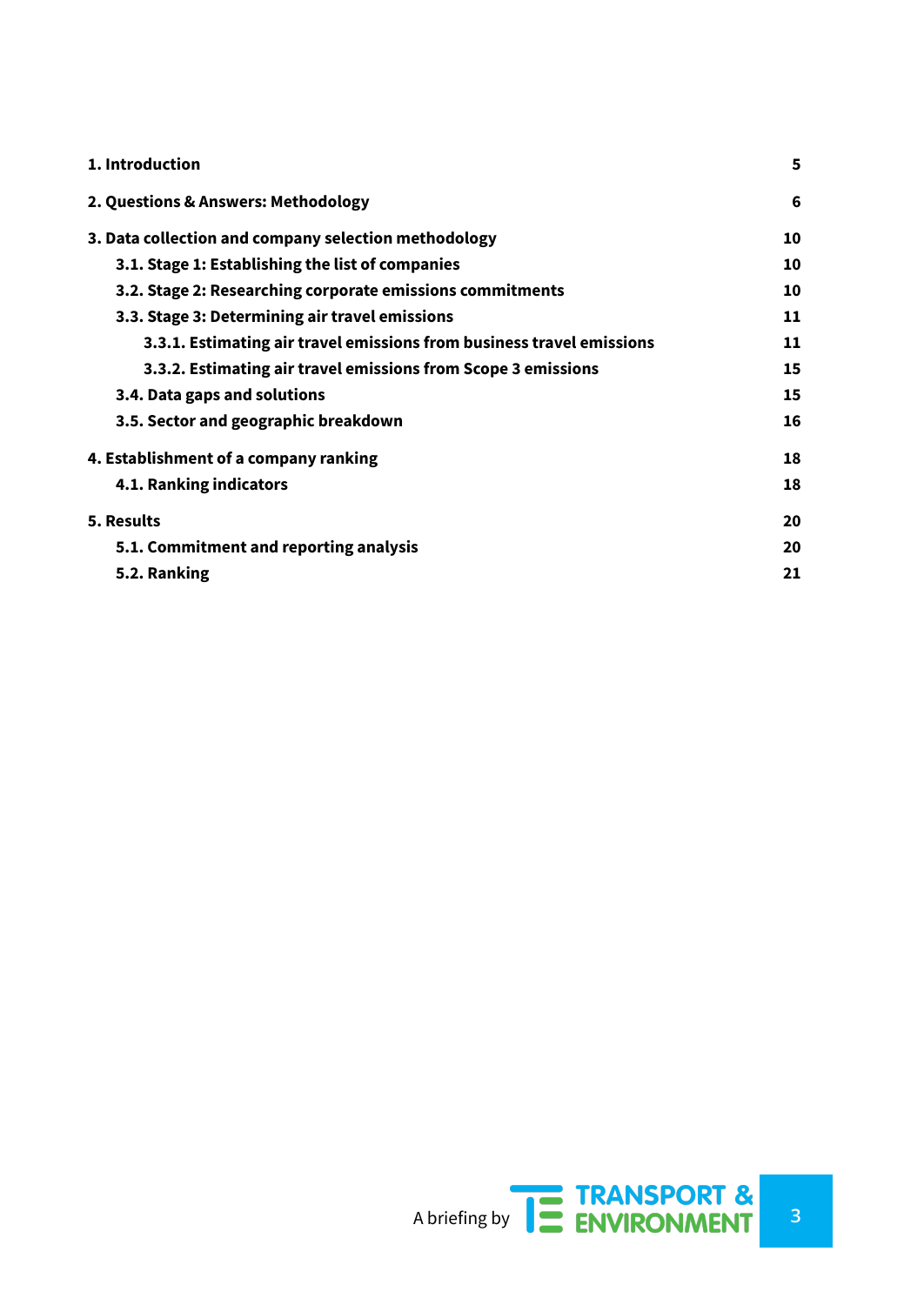| | |
|---|---|
| **1. Introduction** | **5** |
| **2. Questions & Answers: Methodology** | **6** |
| **3. Data collection and company selection methodology** | **10** |
| **3.1. Stage 1: Establishing the list of companies** | **10** |
| **3.2. Stage 2: Researching corporate emissions commitments** | **10** |
| **3.3. Stage 3: Determining air travel emissions** | **11** |
| **3.3.1. Estimating air travel emissions from business travel emissions** | **11** |
| **3.3.2. Estimating air travel emissions from Scope 3 emissions** | **15** |
| **3.4. Data gaps and solutions** | **15** |
| **3.5. Sector and geographic breakdown** | **16** |
| **4. Establishment of a company ranking** | **18** |
| **4.1. Ranking indicators** | **18** |
| **5. Results** | **20** |
| **5.1. Commitment and reporting analysis** | **20** |
| **5.2. Ranking** | **21** |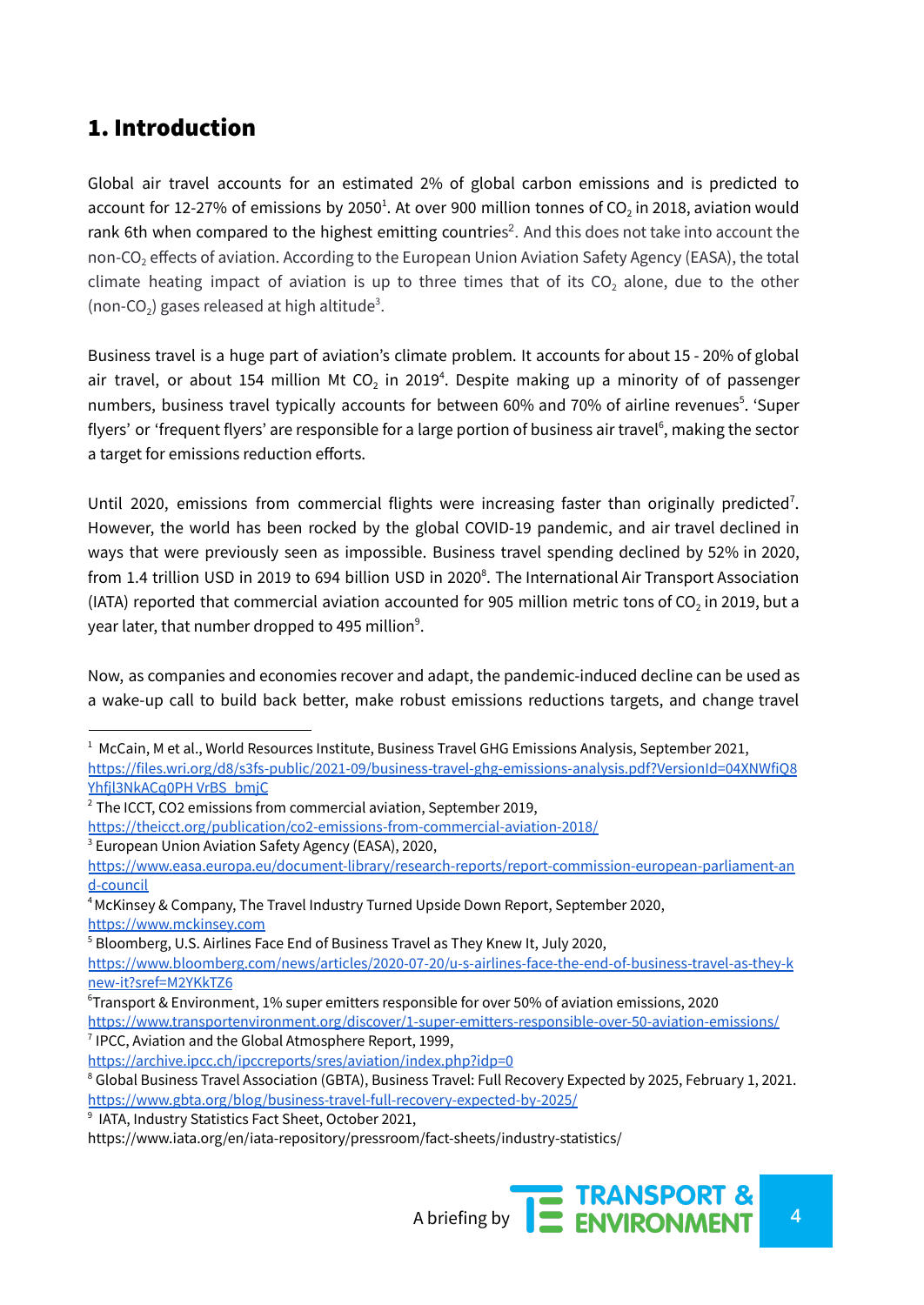## 1. Introduction

Global air travel accounts for an estimated 2% of global carbon emissions and is predicted to account for 12-27% of emissions by 2050[1]. At over 900 million tonnes of $CO_2$ in 2018, aviation would rank 6th when compared to the highest emitting countries[2]. And this does not take into account the non-$CO_2$ effects of aviation. According to the European Union Aviation Safety Agency (EASA), the total climate heating impact of aviation is up to three times that of its $CO_2$ alone, due to the other (non-$CO_2$) gases released at high altitude[3].

Business travel is a huge part of aviation's climate problem. It accounts for about 15 - 20% of global air travel, or about 154 million Mt $CO_2$ in 2019[4]. Despite making up a minority of of passenger numbers, business travel typically accounts for between 60% and 70% of airline revenues[5]. 'Super flyers' or 'frequent flyers' are responsible for a large portion of business air travel[6], making the sector a target for emissions reduction efforts.

Until 2020, emissions from commercial flights were increasing faster than originally predicted[7]. However, the world has been rocked by the global COVID-19 pandemic, and air travel declined in ways that were previously seen as impossible. Business travel spending declined by 52% in 2020, from 1.4 trillion USD in 2019 to 694 billion USD in 2020[8]. The International Air Transport Association (IATA) reported that commercial aviation accounted for 905 million metric tons of $CO_2$ in 2019, but a year later, that number dropped to 495 million[9].

Now, as companies and economies recover and adapt, the pandemic-induced decline can be used as a wake-up call to build back better, make robust emissions reductions targets, and change travel

---

[1] McCain, M et al., World Resources Institute, Business Travel GHG Emissions Analysis, September 2021, https://files.wri.org/d8/s3fs-public/2021-09/business-travel-ghg-emissions-analysis.pdf?VersionId=04XNWfiQ8Yhfjl3NkACq0PH VrBS_bmjC

[2] The ICCT, CO2 emissions from commercial aviation, September 2019, https://theicct.org/publication/co2-emissions-from-commercial-aviation-2018/

[3] European Union Aviation Safety Agency (EASA), 2020, https://www.easa.europa.eu/document-library/research-reports/report-commission-european-parliament-and-council

[4] McKinsey & Company, The Travel Industry Turned Upside Down Report, September 2020, https://www.mckinsey.com

[5] Bloomberg, U.S. Airlines Face End of Business Travel as They Knew It, July 2020, https://www.bloomberg.com/news/articles/2020-07-20/u-s-airlines-face-the-end-of-business-travel-as-they-knew-it?sref=M2YKkTZ6

[6] Transport & Environment, 1% super emitters responsible for over 50% of aviation emissions, 2020 https://www.transportenvironment.org/discover/1-super-emitters-responsible-over-50-aviation-emissions/

[7] IPCC, Aviation and the Global Atmosphere Report, 1999, https://archive.ipcc.ch/ipccreports/sres/aviation/index.php?idp=0

[8] Global Business Travel Association (GBTA), Business Travel: Full Recovery Expected by 2025, February 1, 2021. https://www.gbta.org/blog/business-travel-full-recovery-expected-by-2025/

[9] IATA, Industry Statistics Fact Sheet, October 2021, https://www.iata.org/en/iata-repository/pressroom/fact-sheets/industry-statistics/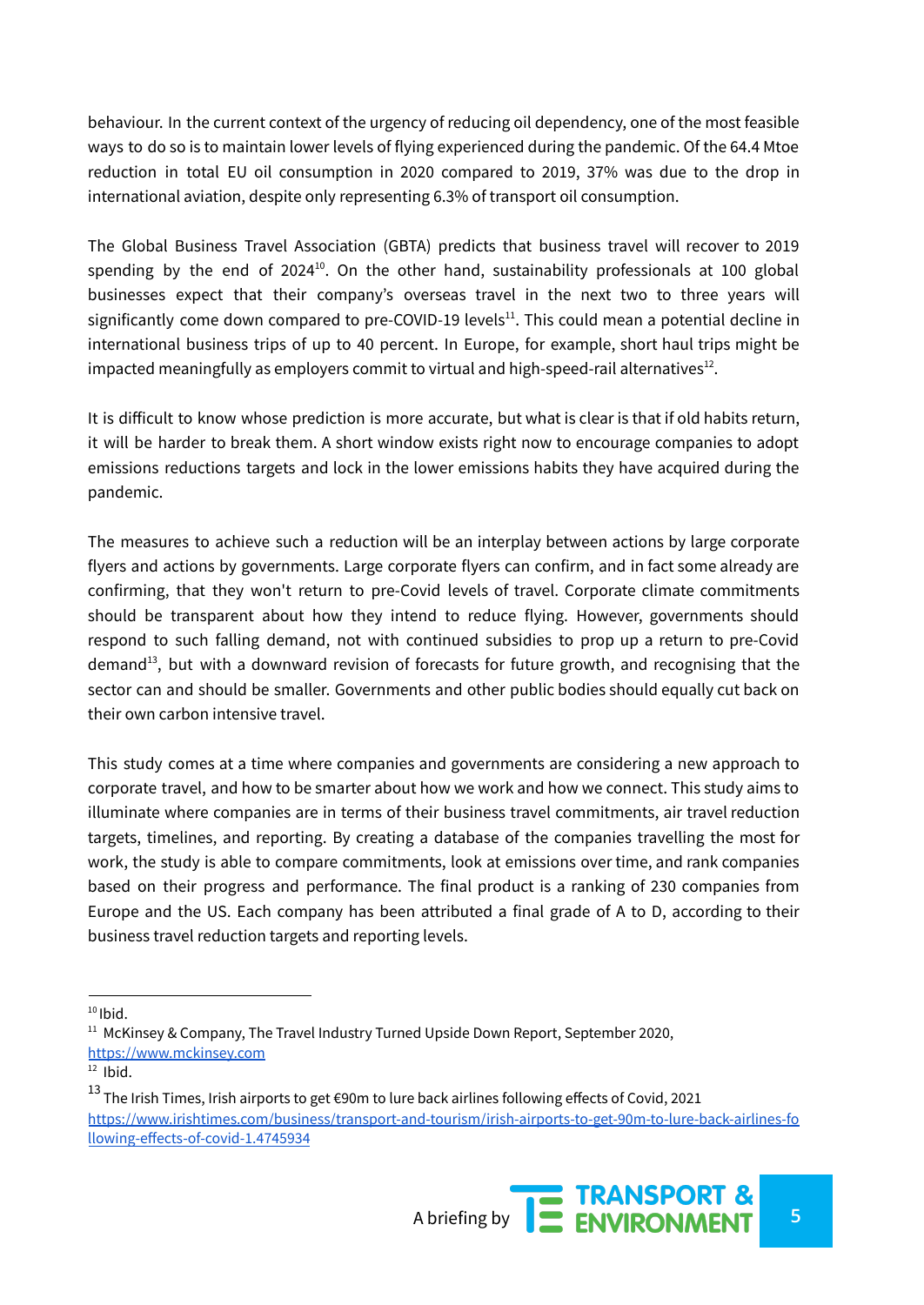behaviour. In the current context of the urgency of reducing oil dependency, one of the most feasible ways to do so is to maintain lower levels of flying experienced during the pandemic. Of the 64.4 Mtoe reduction in total EU oil consumption in 2020 compared to 2019, 37% was due to the drop in international aviation, despite only representing 6.3% of transport oil consumption.

The Global Business Travel Association (GBTA) predicts that business travel will recover to 2019 spending by the end of 2024[10]. On the other hand, sustainability professionals at 100 global businesses expect that their company's overseas travel in the next two to three years will significantly come down compared to pre-COVID-19 levels[11]. This could mean a potential decline in international business trips of up to 40 percent. In Europe, for example, short haul trips might be impacted meaningfully as employers commit to virtual and high-speed-rail alternatives[12].

It is difficult to know whose prediction is more accurate, but what is clear is that if old habits return, it will be harder to break them. A short window exists right now to encourage companies to adopt emissions reductions targets and lock in the lower emissions habits they have acquired during the pandemic.

The measures to achieve such a reduction will be an interplay between actions by large corporate flyers and actions by governments. Large corporate flyers can confirm, and in fact some already are confirming, that they won't return to pre-Covid levels of travel. Corporate climate commitments should be transparent about how they intend to reduce flying. However, governments should respond to such falling demand, not with continued subsidies to prop up a return to pre-Covid demand[13], but with a downward revision of forecasts for future growth, and recognising that the sector can and should be smaller. Governments and other public bodies should equally cut back on their own carbon intensive travel.

This study comes at a time where companies and governments are considering a new approach to corporate travel, and how to be smarter about how we work and how we connect. This study aims to illuminate where companies are in terms of their business travel commitments, air travel reduction targets, timelines, and reporting. By creating a database of the companies travelling the most for work, the study is able to compare commitments, look at emissions over time, and rank companies based on their progress and performance. The final product is a ranking of 230 companies from Europe and the US. Each company has been attributed a final grade of A to D, according to their business travel reduction targets and reporting levels.

---

[10] Ibid.

[11] McKinsey & Company, The Travel Industry Turned Upside Down Report, September 2020, https://www.mckinsey.com

[12] Ibid.

[13] The Irish Times, Irish airports to get €90m to lure back airlines following effects of Covid, 2021 https://www.irishtimes.com/business/transport-and-tourism/irish-airports-to-get-90m-to-lure-back-airlines-following-effects-of-covid-1.4745934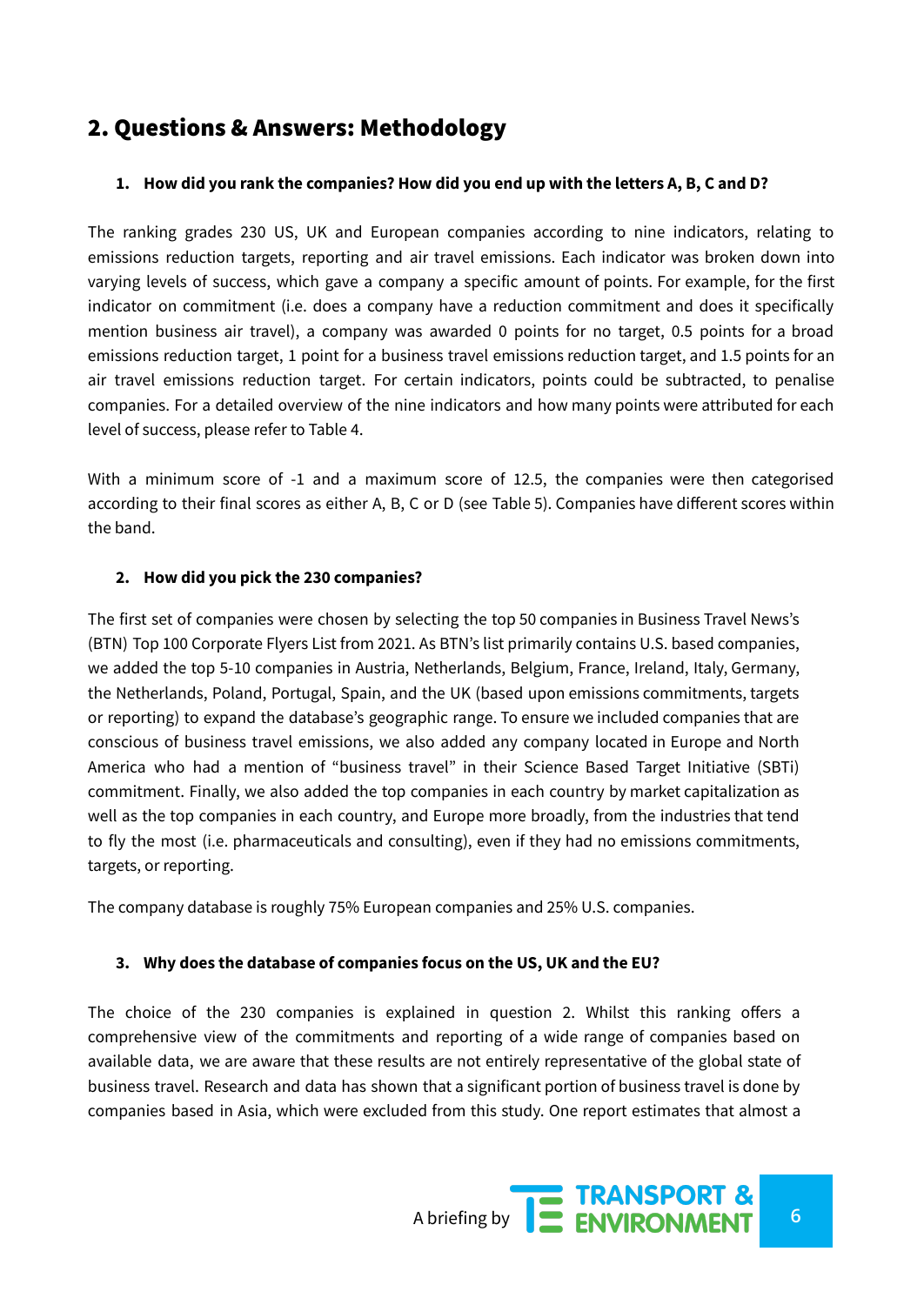## 2. Questions & Answers: Methodology

**1. How did you rank the companies? How did you end up with the letters A, B, C and D?**

The ranking grades 230 US, UK and European companies according to nine indicators, relating to emissions reduction targets, reporting and air travel emissions. Each indicator was broken down into varying levels of success, which gave a company a specific amount of points. For example, for the first indicator on commitment (i.e. does a company have a reduction commitment and does it specifically mention business air travel), a company was awarded 0 points for no target, 0.5 points for a broad emissions reduction target, 1 point for a business travel emissions reduction target, and 1.5 points for an air travel emissions reduction target. For certain indicators, points could be subtracted, to penalise companies. For a detailed overview of the nine indicators and how many points were attributed for each level of success, please refer to Table 4.

With a minimum score of -1 and a maximum score of 12.5, the companies were then categorised according to their final scores as either A, B, C or D (see Table 5). Companies have different scores within the band.

**2. How did you pick the 230 companies?**

The first set of companies were chosen by selecting the top 50 companies in Business Travel News's (BTN) Top 100 Corporate Flyers List from 2021. As BTN's list primarily contains U.S. based companies, we added the top 5-10 companies in Austria, Netherlands, Belgium, France, Ireland, Italy, Germany, the Netherlands, Poland, Portugal, Spain, and the UK (based upon emissions commitments, targets or reporting) to expand the database's geographic range. To ensure we included companies that are conscious of business travel emissions, we also added any company located in Europe and North America who had a mention of "business travel" in their Science Based Target Initiative (SBTi) commitment. Finally, we also added the top companies in each country by market capitalization as well as the top companies in each country, and Europe more broadly, from the industries that tend to fly the most (i.e. pharmaceuticals and consulting), even if they had no emissions commitments, targets, or reporting.

The company database is roughly 75% European companies and 25% U.S. companies.

**3. Why does the database of companies focus on the US, UK and the EU?**

The choice of the 230 companies is explained in question 2. Whilst this ranking offers a comprehensive view of the commitments and reporting of a wide range of companies based on available data, we are aware that these results are not entirely representative of the global state of business travel. Research and data has shown that a significant portion of business travel is done by companies based in Asia, which were excluded from this study. One report estimates that almost a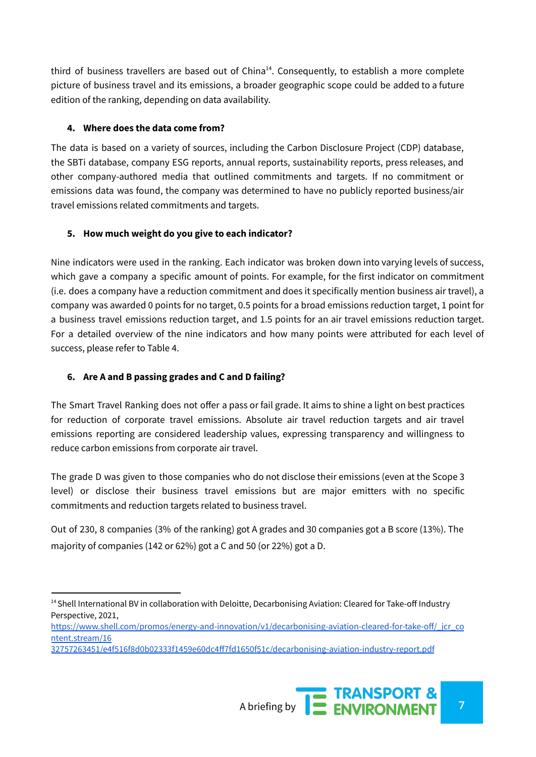third of business travellers are based out of China[14]. Consequently, to establish a more complete picture of business travel and its emissions, a broader geographic scope could be added to a future edition of the ranking, depending on data availability.

### 4. Where does the data come from?

The data is based on a variety of sources, including the Carbon Disclosure Project (CDP) database, the SBTi database, company ESG reports, annual reports, sustainability reports, press releases, and other company-authored media that outlined commitments and targets. If no commitment or emissions data was found, the company was determined to have no publicly reported business/air travel emissions related commitments and targets.

### 5. How much weight do you give to each indicator?

Nine indicators were used in the ranking. Each indicator was broken down into varying levels of success, which gave a company a specific amount of points. For example, for the first indicator on commitment (i.e. does a company have a reduction commitment and does it specifically mention business air travel), a company was awarded 0 points for no target, 0.5 points for a broad emissions reduction target, 1 point for a business travel emissions reduction target, and 1.5 points for an air travel emissions reduction target. For a detailed overview of the nine indicators and how many points were attributed for each level of success, please refer to Table 4.

### 6. Are A and B passing grades and C and D failing?

The Smart Travel Ranking does not offer a pass or fail grade. It aims to shine a light on best practices for reduction of corporate travel emissions. Absolute air travel reduction targets and air travel emissions reporting are considered leadership values, expressing transparency and willingness to reduce carbon emissions from corporate air travel.

The grade D was given to those companies who do not disclose their emissions (even at the Scope 3 level) or disclose their business travel emissions but are major emitters with no specific commitments and reduction targets related to business travel.

Out of 230, 8 companies (3% of the ranking) got A grades and 30 companies got a B score (13%). The majority of companies (142 or 62%) got a C and 50 (or 22%) got a D.

---

[14] Shell International BV in collaboration with Deloitte, Decarbonising Aviation: Cleared for Take-off Industry Perspective, 2021, https://www.shell.com/promos/energy-and-innovation/v1/decarbonising-aviation-cleared-for-take-off/_jcr_content.stream/1632757263451/e4f516f8d0b02333f1459e60dc4ff7fd1650f51c/decarbonising-aviation-industry-report.pdf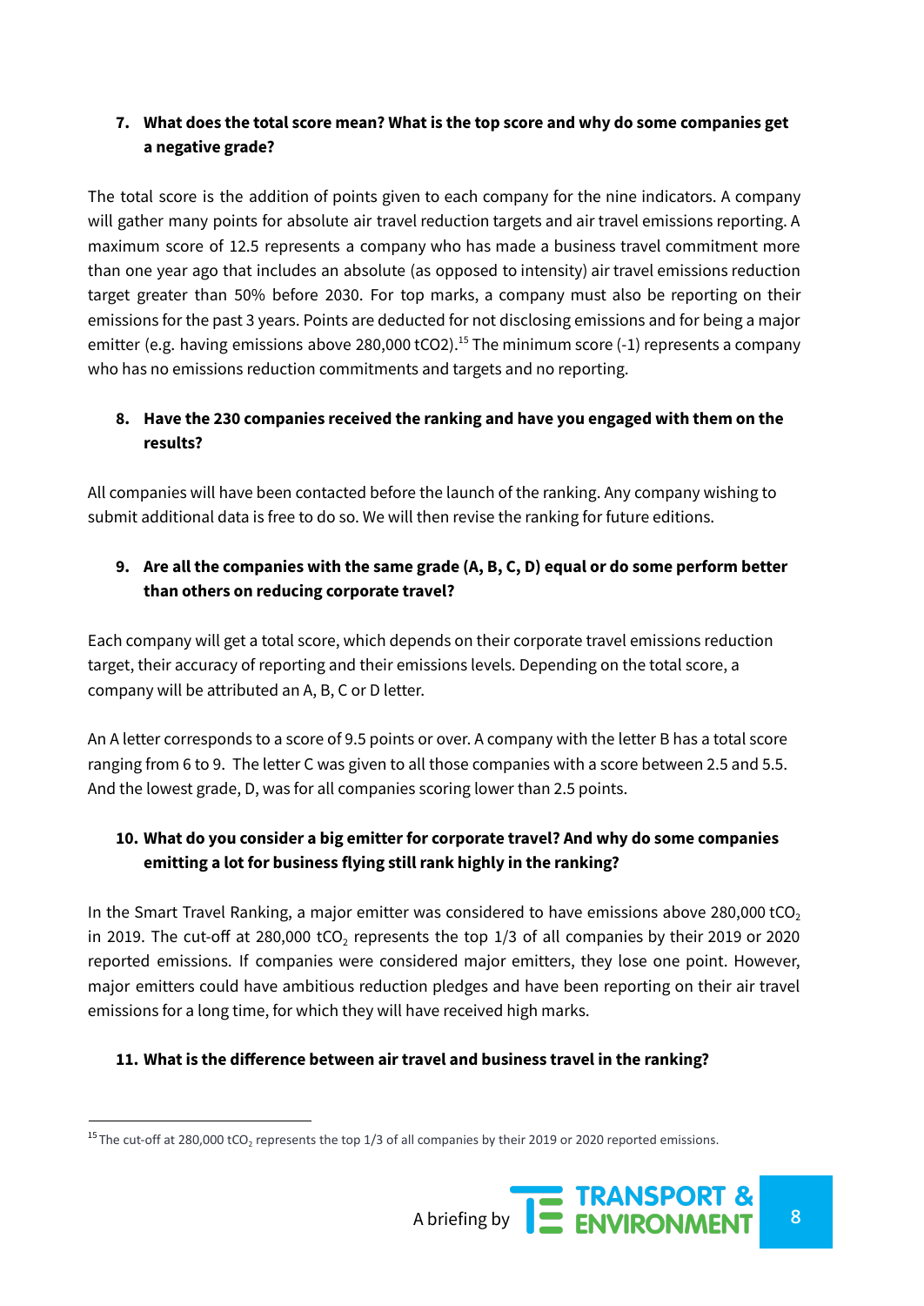### 7. What does the total score mean? What is the top score and why do some companies get a negative grade?

The total score is the addition of points given to each company for the nine indicators. A company will gather many points for absolute air travel reduction targets and air travel emissions reporting. A maximum score of 12.5 represents a company who has made a business travel commitment more than one year ago that includes an absolute (as opposed to intensity) air travel emissions reduction target greater than 50% before 2030. For top marks, a company must also be reporting on their emissions for the past 3 years. Points are deducted for not disclosing emissions and for being a major emitter (e.g. having emissions above 280,000 $tCO_2$).[15] The minimum score (-1) represents a company who has no emissions reduction commitments and targets and no reporting.

### 8. Have the 230 companies received the ranking and have you engaged with them on the results?

All companies will have been contacted before the launch of the ranking. Any company wishing to submit additional data is free to do so. We will then revise the ranking for future editions.

### 9. Are all the companies with the same grade (A, B, C, D) equal or do some perform better than others on reducing corporate travel?

Each company will get a total score, which depends on their corporate travel emissions reduction target, their accuracy of reporting and their emissions levels. Depending on the total score, a company will be attributed an A, B, C or D letter.

An A letter corresponds to a score of 9.5 points or over. A company with the letter B has a total score ranging from 6 to 9. The letter C was given to all those companies with a score between 2.5 and 5.5. And the lowest grade, D, was for all companies scoring lower than 2.5 points.

### 10. What do you consider a big emitter for corporate travel? And why do some companies emitting a lot for business flying still rank highly in the ranking?

In the Smart Travel Ranking, a major emitter was considered to have emissions above 280,000 $tCO_2$ in 2019. The cut-off at 280,000 $tCO_2$ represents the top 1/3 of all companies by their 2019 or 2020 reported emissions. If companies were considered major emitters, they lose one point. However, major emitters could have ambitious reduction pledges and have been reporting on their air travel emissions for a long time, for which they will have received high marks.

### 11. What is the difference between air travel and business travel in the ranking?

[15] The cut-off at 280,000 $tCO_2$ represents the top 1/3 of all companies by their 2019 or 2020 reported emissions.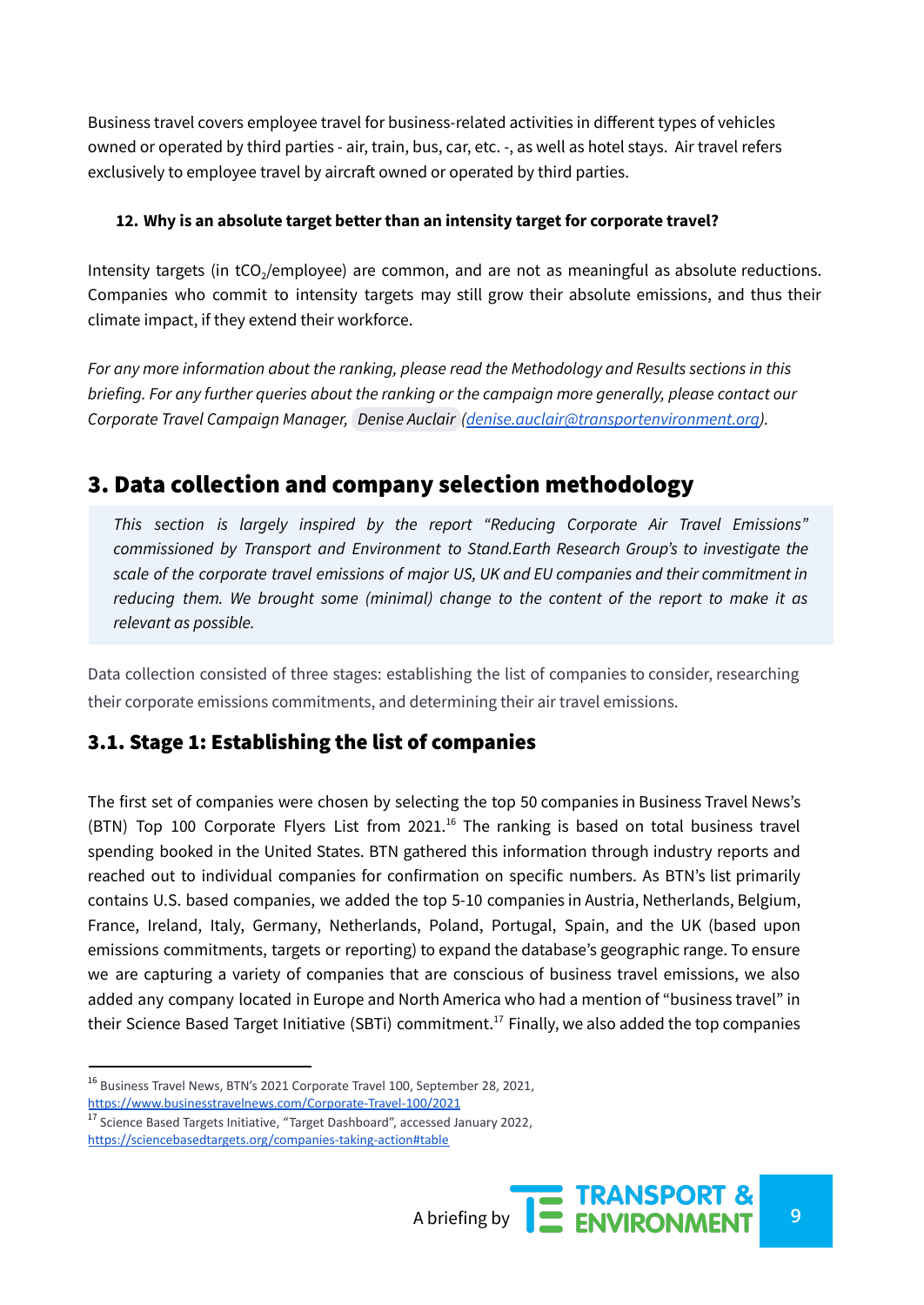Business travel covers employee travel for business-related activities in different types of vehicles owned or operated by third parties - air, train, bus, car, etc. -, as well as hotel stays. Air travel refers exclusively to employee travel by aircraft owned or operated by third parties.

**12. Why is an absolute target better than an intensity target for corporate travel?**

Intensity targets (in $tCO_2$/employee) are common, and are not as meaningful as absolute reductions. Companies who commit to intensity targets may still grow their absolute emissions, and thus their climate impact, if they extend their workforce.

*For any more information about the ranking, please read the Methodology and Results sections in this briefing. For any further queries about the ranking or the campaign more generally, please contact our Corporate Travel Campaign Manager, Denise Auclair (denise.auclair@transportenvironment.org).*

## 3. Data collection and company selection methodology

> *This section is largely inspired by the report "Reducing Corporate Air Travel Emissions" commissioned by Transport and Environment to Stand.Earth Research Group's to investigate the scale of the corporate travel emissions of major US, UK and EU companies and their commitment in reducing them. We brought some (minimal) change to the content of the report to make it as relevant as possible.*

Data collection consisted of three stages: establishing the list of companies to consider, researching their corporate emissions commitments, and determining their air travel emissions.

### 3.1. Stage 1: Establishing the list of companies

The first set of companies were chosen by selecting the top 50 companies in Business Travel News's (BTN) Top 100 Corporate Flyers List from 2021.[16] The ranking is based on total business travel spending booked in the United States. BTN gathered this information through industry reports and reached out to individual companies for confirmation on specific numbers. As BTN's list primarily contains U.S. based companies, we added the top 5-10 companies in Austria, Netherlands, Belgium, France, Ireland, Italy, Germany, Netherlands, Poland, Portugal, Spain, and the UK (based upon emissions commitments, targets or reporting) to expand the database's geographic range. To ensure we are capturing a variety of companies that are conscious of business travel emissions, we also added any company located in Europe and North America who had a mention of "business travel" in their Science Based Target Initiative (SBTi) commitment.[17] Finally, we also added the top companies

---

[16] Business Travel News, BTN's 2021 Corporate Travel 100, September 28, 2021, https://www.businesstravelnews.com/Corporate-Travel-100/2021

[17] Science Based Targets Initiative, "Target Dashboard", accessed January 2022, https://sciencebasedtargets.org/companies-taking-action#table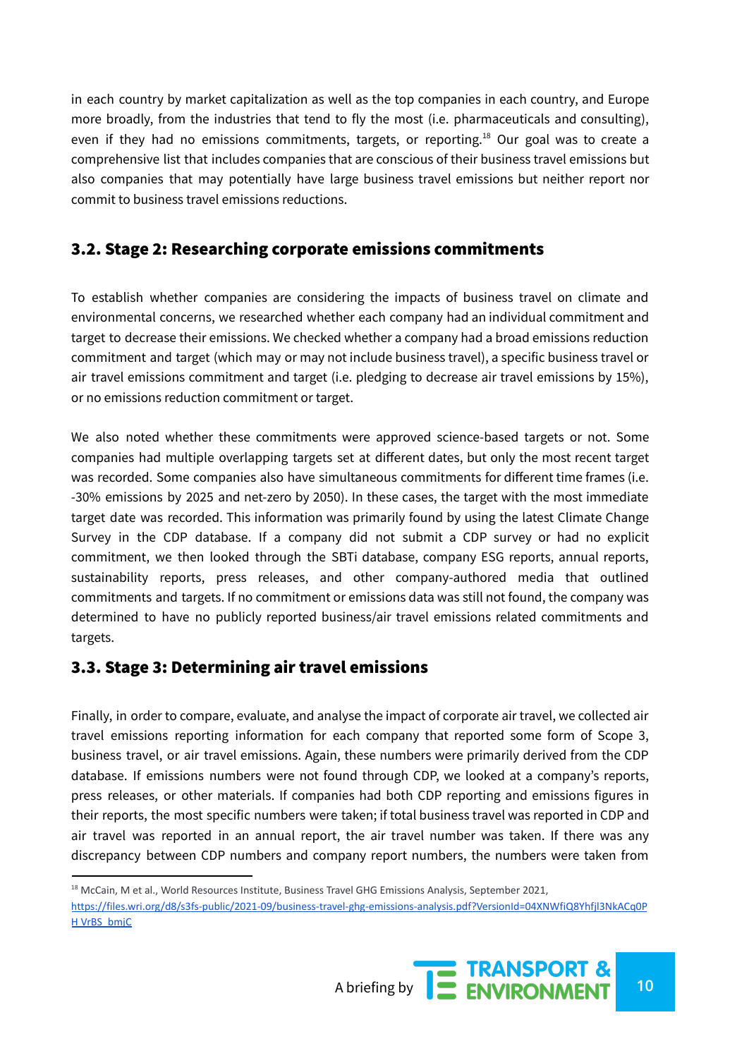in each country by market capitalization as well as the top companies in each country, and Europe more broadly, from the industries that tend to fly the most (i.e. pharmaceuticals and consulting), even if they had no emissions commitments, targets, or reporting.[18] Our goal was to create a comprehensive list that includes companies that are conscious of their business travel emissions but also companies that may potentially have large business travel emissions but neither report nor commit to business travel emissions reductions.

## 3.2. Stage 2: Researching corporate emissions commitments

To establish whether companies are considering the impacts of business travel on climate and environmental concerns, we researched whether each company had an individual commitment and target to decrease their emissions. We checked whether a company had a broad emissions reduction commitment and target (which may or may not include business travel), a specific business travel or air travel emissions commitment and target (i.e. pledging to decrease air travel emissions by 15%), or no emissions reduction commitment or target.

We also noted whether these commitments were approved science-based targets or not. Some companies had multiple overlapping targets set at different dates, but only the most recent target was recorded. Some companies also have simultaneous commitments for different time frames (i.e. -30% emissions by 2025 and net-zero by 2050). In these cases, the target with the most immediate target date was recorded. This information was primarily found by using the latest Climate Change Survey in the CDP database. If a company did not submit a CDP survey or had no explicit commitment, we then looked through the SBTi database, company ESG reports, annual reports, sustainability reports, press releases, and other company-authored media that outlined commitments and targets. If no commitment or emissions data was still not found, the company was determined to have no publicly reported business/air travel emissions related commitments and targets.

## 3.3. Stage 3: Determining air travel emissions

Finally, in order to compare, evaluate, and analyse the impact of corporate air travel, we collected air travel emissions reporting information for each company that reported some form of Scope 3, business travel, or air travel emissions. Again, these numbers were primarily derived from the CDP database. If emissions numbers were not found through CDP, we looked at a company's reports, press releases, or other materials. If companies had both CDP reporting and emissions figures in their reports, the most specific numbers were taken; if total business travel was reported in CDP and air travel was reported in an annual report, the air travel number was taken. If there was any discrepancy between CDP numbers and company report numbers, the numbers were taken from

[18] McCain, M et al., World Resources Institute, Business Travel GHG Emissions Analysis, September 2021, https://files.wri.org/d8/s3fs-public/2021-09/business-travel-ghg-emissions-analysis.pdf?VersionId=04XNWfiQ8YhfjI3NkACq0PH VrBS_bmjC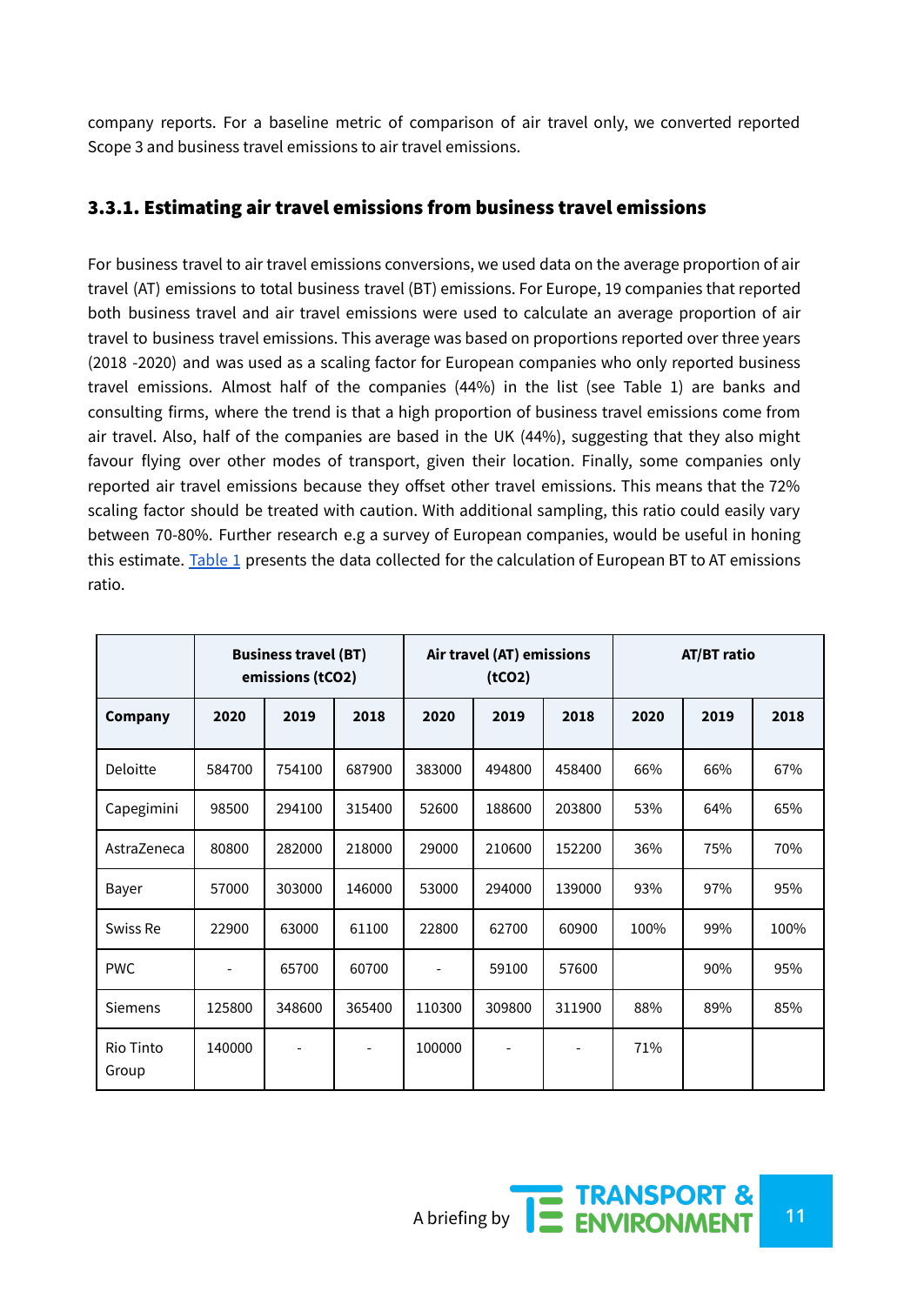company reports. For a baseline metric of comparison of air travel only, we converted reported Scope 3 and business travel emissions to air travel emissions.

### 3.3.1. Estimating air travel emissions from business travel emissions

For business travel to air travel emissions conversions, we used data on the average proportion of air travel (AT) emissions to total business travel (BT) emissions. For Europe, 19 companies that reported both business travel and air travel emissions were used to calculate an average proportion of air travel to business travel emissions. This average was based on proportions reported over three years (2018 -2020) and was used as a scaling factor for European companies who only reported business travel emissions. Almost half of the companies (44%) in the list (see Table 1) are banks and consulting firms, where the trend is that a high proportion of business travel emissions come from air travel. Also, half of the companies are based in the UK (44%), suggesting that they also might favour flying over other modes of transport, given their location. Finally, some companies only reported air travel emissions because they offset other travel emissions. This means that the 72% scaling factor should be treated with caution. With additional sampling, this ratio could easily vary between 70-80%. Further research e.g a survey of European companies, would be useful in honing this estimate. Table 1 presents the data collected for the calculation of European BT to AT emissions ratio.

| | Business travel (BT) emissions (tCO2) | | | Air travel (AT) emissions (tCO2) | | | AT/BT ratio | | |
|---|---|---|---|---|---|---|---|---|---|
| **Company** | **2020** | **2019** | **2018** | **2020** | **2019** | **2018** | **2020** | **2019** | **2018** |
| Deloitte | 584700 | 754100 | 687900 | 383000 | 494800 | 458400 | 66% | 66% | 67% |
| Capegimini | 98500 | 294100 | 315400 | 52600 | 188600 | 203800 | 53% | 64% | 65% |
| AstraZeneca | 80800 | 282000 | 218000 | 29000 | 210600 | 152200 | 36% | 75% | 70% |
| Bayer | 57000 | 303000 | 146000 | 53000 | 294000 | 139000 | 93% | 97% | 95% |
| Swiss Re | 22900 | 63000 | 61100 | 22800 | 62700 | 60900 | 100% | 99% | 100% |
| PWC | - | 65700 | 60700 | - | 59100 | 57600 | | 90% | 95% |
| Siemens | 125800 | 348600 | 365400 | 110300 | 309800 | 311900 | 88% | 89% | 85% |
| Rio Tinto Group | 140000 | - | - | 100000 | - | - | 71% | | |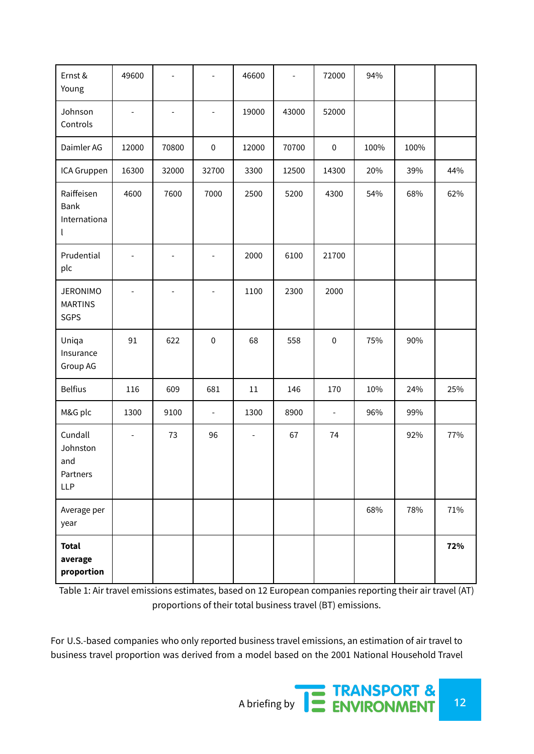| | | | | | | | | | |
|---|---|---|---|---|---|---|---|---|---|
| Ernst & Young | 49600 | - | - | 46600 | - | 72000 | 94% | | |
| Johnson Controls | - | - | - | 19000 | 43000 | 52000 | | | |
| Daimler AG | 12000 | 70800 | 0 | 12000 | 70700 | 0 | 100% | 100% | |
| ICA Gruppen | 16300 | 32000 | 32700 | 3300 | 12500 | 14300 | 20% | 39% | 44% |
| Raiffeisen Bank International | 4600 | 7600 | 7000 | 2500 | 5200 | 4300 | 54% | 68% | 62% |
| Prudential plc | - | - | - | 2000 | 6100 | 21700 | | | |
| JERONIMO MARTINS SGPS | - | - | - | 1100 | 2300 | 2000 | | | |
| Uniqa Insurance Group AG | 91 | 622 | 0 | 68 | 558 | 0 | 75% | 90% | |
| Belfius | 116 | 609 | 681 | 11 | 146 | 170 | 10% | 24% | 25% |
| M&G plc | 1300 | 9100 | - | 1300 | 8900 | - | 96% | 99% | |
| Cundall Johnston and Partners LLP | - | 73 | 96 | - | 67 | 74 | | 92% | 77% |
| Average per year | | | | | | | 68% | 78% | 71% |
| **Total average proportion** | | | | | | | | | **72%** |

Table 1: Air travel emissions estimates, based on 12 European companies reporting their air travel (AT) proportions of their total business travel (BT) emissions.

For U.S.-based companies who only reported business travel emissions, an estimation of air travel to business travel proportion was derived from a model based on the 2001 National Household Travel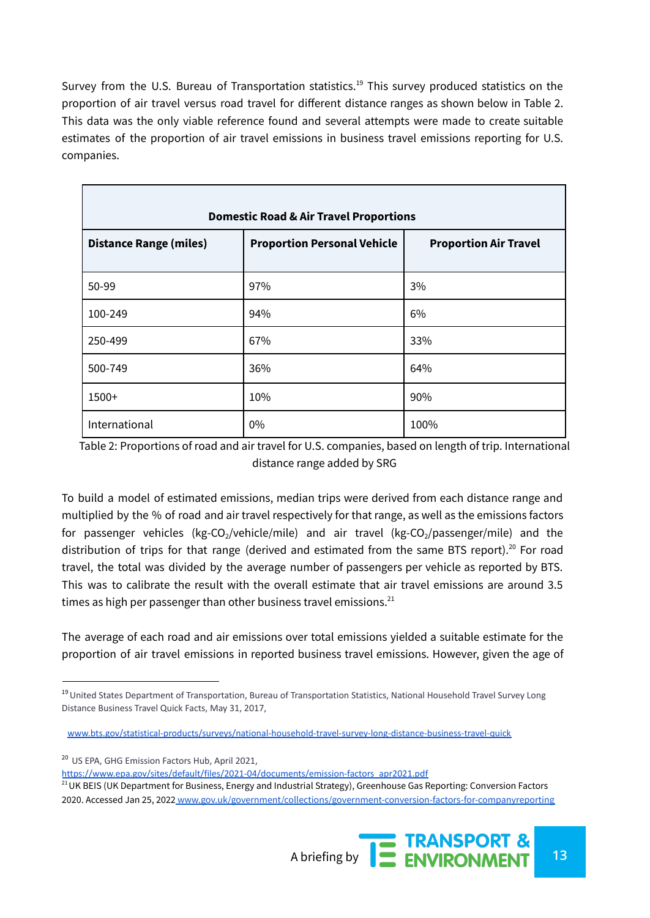Survey from the U.S. Bureau of Transportation statistics.[19] This survey produced statistics on the proportion of air travel versus road travel for different distance ranges as shown below in Table 2. This data was the only viable reference found and several attempts were made to create suitable estimates of the proportion of air travel emissions in business travel emissions reporting for U.S. companies.

| Domestic Road & Air Travel Proportions | | |
|---|---|---|
| **Distance Range (miles)** | **Proportion Personal Vehicle** | **Proportion Air Travel** |
| 50-99 | 97% | 3% |
| 100-249 | 94% | 6% |
| 250-499 | 67% | 33% |
| 500-749 | 36% | 64% |
| 1500+ | 10% | 90% |
| International | 0% | 100% |

Table 2: Proportions of road and air travel for U.S. companies, based on length of trip. International distance range added by SRG

To build a model of estimated emissions, median trips were derived from each distance range and multiplied by the % of road and air travel respectively for that range, as well as the emissions factors for passenger vehicles (kg-$CO_2$/vehicle/mile) and air travel (kg-$CO_2$/passenger/mile) and the distribution of trips for that range (derived and estimated from the same BTS report).[20] For road travel, the total was divided by the average number of passengers per vehicle as reported by BTS. This was to calibrate the result with the overall estimate that air travel emissions are around 3.5 times as high per passenger than other business travel emissions.[21]

The average of each road and air emissions over total emissions yielded a suitable estimate for the proportion of air travel emissions in reported business travel emissions. However, given the age of

---

[19] United States Department of Transportation, Bureau of Transportation Statistics, National Household Travel Survey Long Distance Business Travel Quick Facts, May 31, 2017,

www.bts.gov/statistical-products/surveys/national-household-travel-survey-long-distance-business-travel-quick

[20] US EPA, GHG Emission Factors Hub, April 2021, https://www.epa.gov/sites/default/files/2021-04/documents/emission-factors_apr2021.pdf

[21] UK BEIS (UK Department for Business, Energy and Industrial Strategy), Greenhouse Gas Reporting: Conversion Factors 2020. Accessed Jan 25, 2022 www.gov.uk/government/collections/government-conversion-factors-for-companyreporting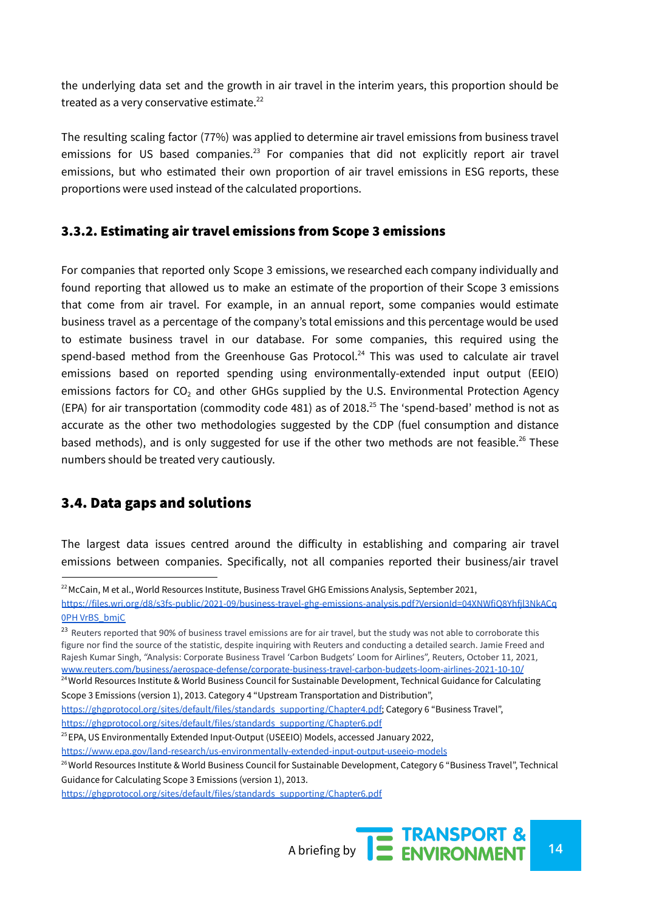the underlying data set and the growth in air travel in the interim years, this proportion should be treated as a very conservative estimate.[22]

The resulting scaling factor (77%) was applied to determine air travel emissions from business travel emissions for US based companies.[23] For companies that did not explicitly report air travel emissions, but who estimated their own proportion of air travel emissions in ESG reports, these proportions were used instead of the calculated proportions.

### 3.3.2. Estimating air travel emissions from Scope 3 emissions

For companies that reported only Scope 3 emissions, we researched each company individually and found reporting that allowed us to make an estimate of the proportion of their Scope 3 emissions that come from air travel. For example, in an annual report, some companies would estimate business travel as a percentage of the company's total emissions and this percentage would be used to estimate business travel in our database. For some companies, this required using the spend-based method from the Greenhouse Gas Protocol.[24] This was used to calculate air travel emissions based on reported spending using environmentally-extended input output (EEIO) emissions factors for $CO_2$ and other GHGs supplied by the U.S. Environmental Protection Agency (EPA) for air transportation (commodity code 481) as of 2018.[25] The 'spend-based' method is not as accurate as the other two methodologies suggested by the CDP (fuel consumption and distance based methods), and is only suggested for use if the other two methods are not feasible.[26] These numbers should be treated very cautiously.

## 3.4. Data gaps and solutions

The largest data issues centred around the difficulty in establishing and comparing air travel emissions between companies. Specifically, not all companies reported their business/air travel

---

[22] McCain, M et al., World Resources Institute, Business Travel GHG Emissions Analysis, September 2021, https://files.wri.org/d8/s3fs-public/2021-09/business-travel-ghg-emissions-analysis.pdf?VersionId=04XNWfiQ8YhfjI3NkACq0PH VrBS_bmjC

[23] Reuters reported that 90% of business travel emissions are for air travel, but the study was not able to corroborate this figure nor find the source of the statistic, despite inquiring with Reuters and conducting a detailed search. Jamie Freed and Rajesh Kumar Singh, "Analysis: Corporate Business Travel 'Carbon Budgets' Loom for Airlines", Reuters, October 11, 2021, www.reuters.com/business/aerospace-defense/corporate-business-travel-carbon-budgets-loom-airlines-2021-10-10/

[24] World Resources Institute & World Business Council for Sustainable Development, Technical Guidance for Calculating Scope 3 Emissions (version 1), 2013. Category 4 "Upstream Transportation and Distribution", https://ghgprotocol.org/sites/default/files/standards_supporting/Chapter4.pdf; Category 6 "Business Travel", https://ghgprotocol.org/sites/default/files/standards_supporting/Chapter6.pdf

[25] EPA, US Environmentally Extended Input-Output (USEEIO) Models, accessed January 2022, https://www.epa.gov/land-research/us-environmentally-extended-input-output-useeio-models

[26] World Resources Institute & World Business Council for Sustainable Development, Category 6 "Business Travel", Technical Guidance for Calculating Scope 3 Emissions (version 1), 2013. https://ghgprotocol.org/sites/default/files/standards_supporting/Chapter6.pdf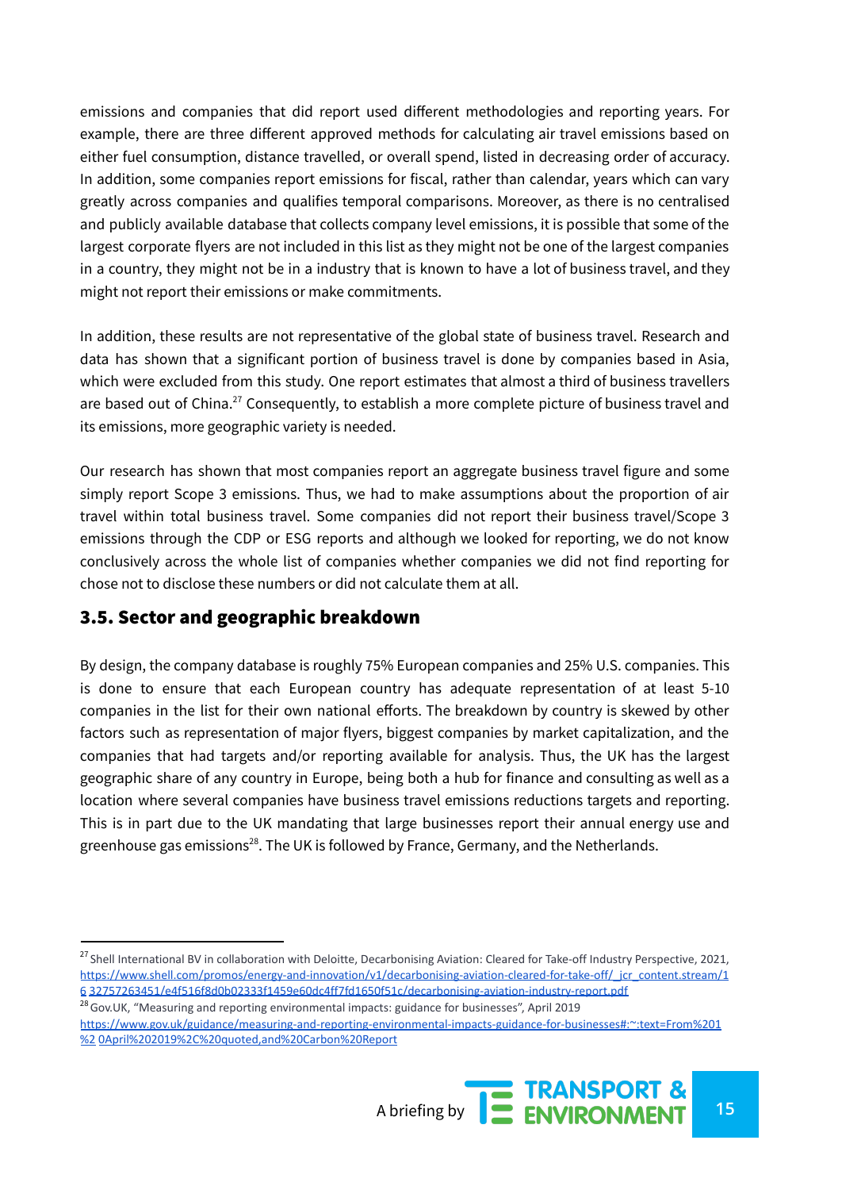emissions and companies that did report used different methodologies and reporting years. For example, there are three different approved methods for calculating air travel emissions based on either fuel consumption, distance travelled, or overall spend, listed in decreasing order of accuracy. In addition, some companies report emissions for fiscal, rather than calendar, years which can vary greatly across companies and qualifies temporal comparisons. Moreover, as there is no centralised and publicly available database that collects company level emissions, it is possible that some of the largest corporate flyers are not included in this list as they might not be one of the largest companies in a country, they might not be in a industry that is known to have a lot of business travel, and they might not report their emissions or make commitments.

In addition, these results are not representative of the global state of business travel. Research and data has shown that a significant portion of business travel is done by companies based in Asia, which were excluded from this study. One report estimates that almost a third of business travellers are based out of China.[27] Consequently, to establish a more complete picture of business travel and its emissions, more geographic variety is needed.

Our research has shown that most companies report an aggregate business travel figure and some simply report Scope 3 emissions. Thus, we had to make assumptions about the proportion of air travel within total business travel. Some companies did not report their business travel/Scope 3 emissions through the CDP or ESG reports and although we looked for reporting, we do not know conclusively across the whole list of companies whether companies we did not find reporting for chose not to disclose these numbers or did not calculate them at all.

### 3.5. Sector and geographic breakdown

By design, the company database is roughly 75% European companies and 25% U.S. companies. This is done to ensure that each European country has adequate representation of at least 5-10 companies in the list for their own national efforts. The breakdown by country is skewed by other factors such as representation of major flyers, biggest companies by market capitalization, and the companies that had targets and/or reporting available for analysis. Thus, the UK has the largest geographic share of any country in Europe, being both a hub for finance and consulting as well as a location where several companies have business travel emissions reductions targets and reporting. This is in part due to the UK mandating that large businesses report their annual energy use and greenhouse gas emissions[28]. The UK is followed by France, Germany, and the Netherlands.

---

[27] Shell International BV in collaboration with Deloitte, Decarbonising Aviation: Cleared for Take-off Industry Perspective, 2021, https://www.shell.com/promos/energy-and-innovation/v1/decarbonising-aviation-cleared-for-take-off/_jcr_content.stream/16 32757263451/e4f516f8d0b02333f1459e60dc4ff7fd1650f51c/decarbonising-aviation-industry-report.pdf

[28] Gov.UK, "Measuring and reporting environmental impacts: guidance for businesses", April 2019 https://www.gov.uk/guidance/measuring-and-reporting-environmental-impacts-guidance-for-businesses#:~:text=From%201%2 0April%202019%2C%20quoted,and%20Carbon%20Report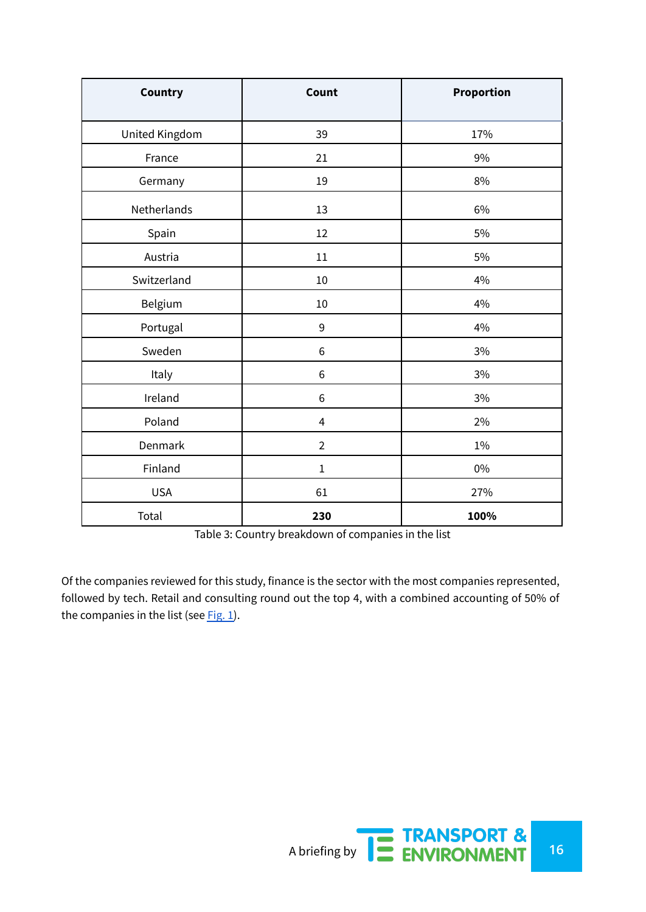| Country | Count | Proportion |
|---|---|---|
| United Kingdom | 39 | 17% |
| France | 21 | 9% |
| Germany | 19 | 8% |
| Netherlands | 13 | 6% |
| Spain | 12 | 5% |
| Austria | 11 | 5% |
| Switzerland | 10 | 4% |
| Belgium | 10 | 4% |
| Portugal | 9 | 4% |
| Sweden | 6 | 3% |
| Italy | 6 | 3% |
| Ireland | 6 | 3% |
| Poland | 4 | 2% |
| Denmark | 2 | 1% |
| Finland | 1 | 0% |
| USA | 61 | 27% |
| Total | **230** | **100%** |

Table 3: Country breakdown of companies in the list

Of the companies reviewed for this study, finance is the sector with the most companies represented, followed by tech. Retail and consulting round out the top 4, with a combined accounting of 50% of the companies in the list (see Fig. 1).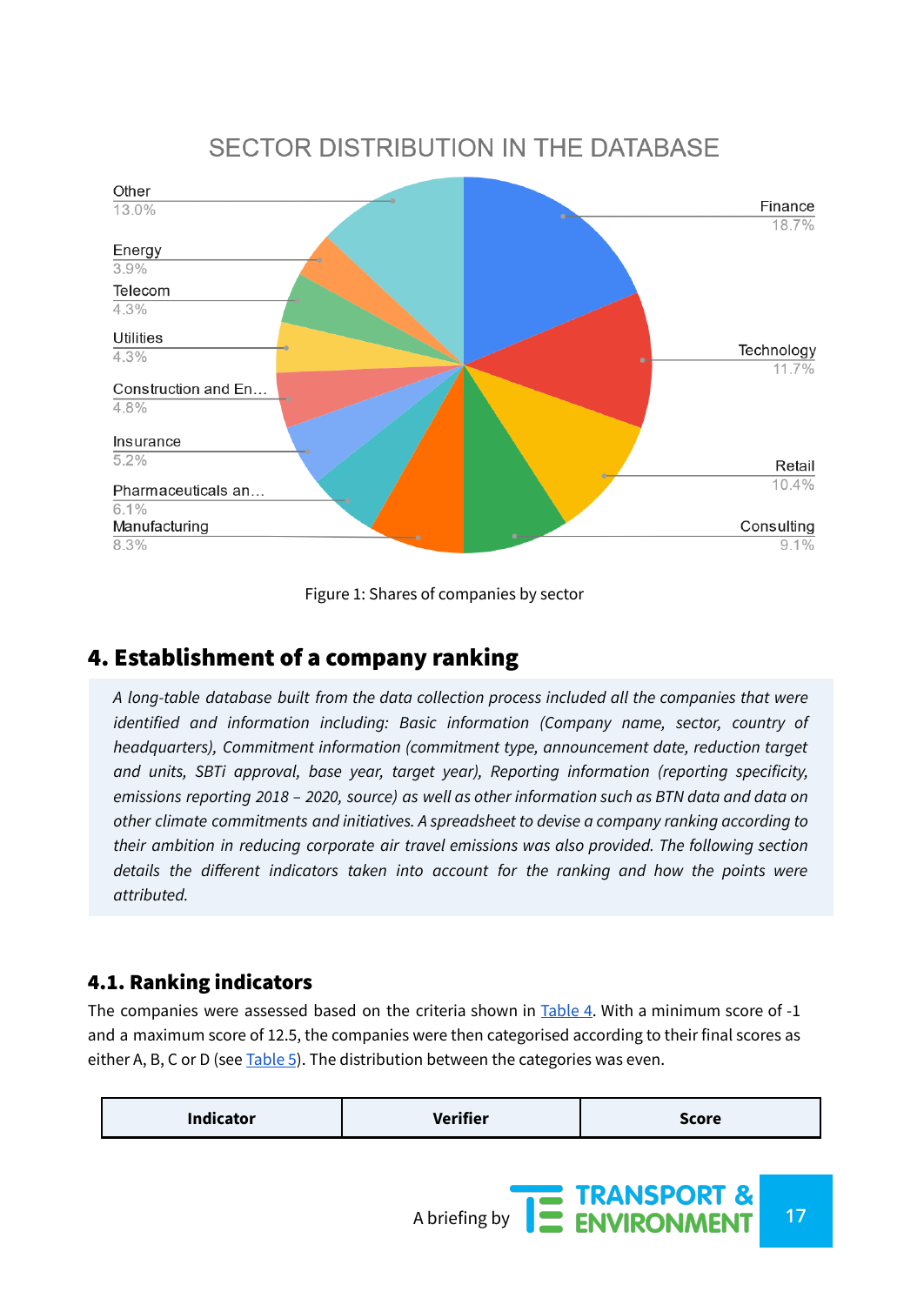SECTOR DISTRIBUTION IN THE DATABASE

Finance 18.7%, Technology 11.7%, Retail 10.4%, Consulting 9.1%, Manufacturing 8.3%, Pharmaceuticals an... 6.1%, Insurance 5.2%, Construction and En... 4.8%, Utilities 4.3%, Telecom 4.3%, Energy 3.9%, Other 13.0%

Figure 1: Shares of companies by sector

## 4. Establishment of a company ranking

*A long-table database built from the data collection process included all the companies that were identified and information including: Basic information (Company name, sector, country of headquarters), Commitment information (commitment type, announcement date, reduction target and units, SBTi approval, base year, target year), Reporting information (reporting specificity, emissions reporting 2018 – 2020, source) as well as other information such as BTN data and data on other climate commitments and initiatives. A spreadsheet to devise a company ranking according to their ambition in reducing corporate air travel emissions was also provided. The following section details the different indicators taken into account for the ranking and how the points were attributed.*

### 4.1. Ranking indicators

The companies were assessed based on the criteria shown in Table 4. With a minimum score of -1 and a maximum score of 12.5, the companies were then categorised according to their final scores as either A, B, C or D (see Table 5). The distribution between the categories was even.

| Indicator | Verifier | Score |
|---|---|---|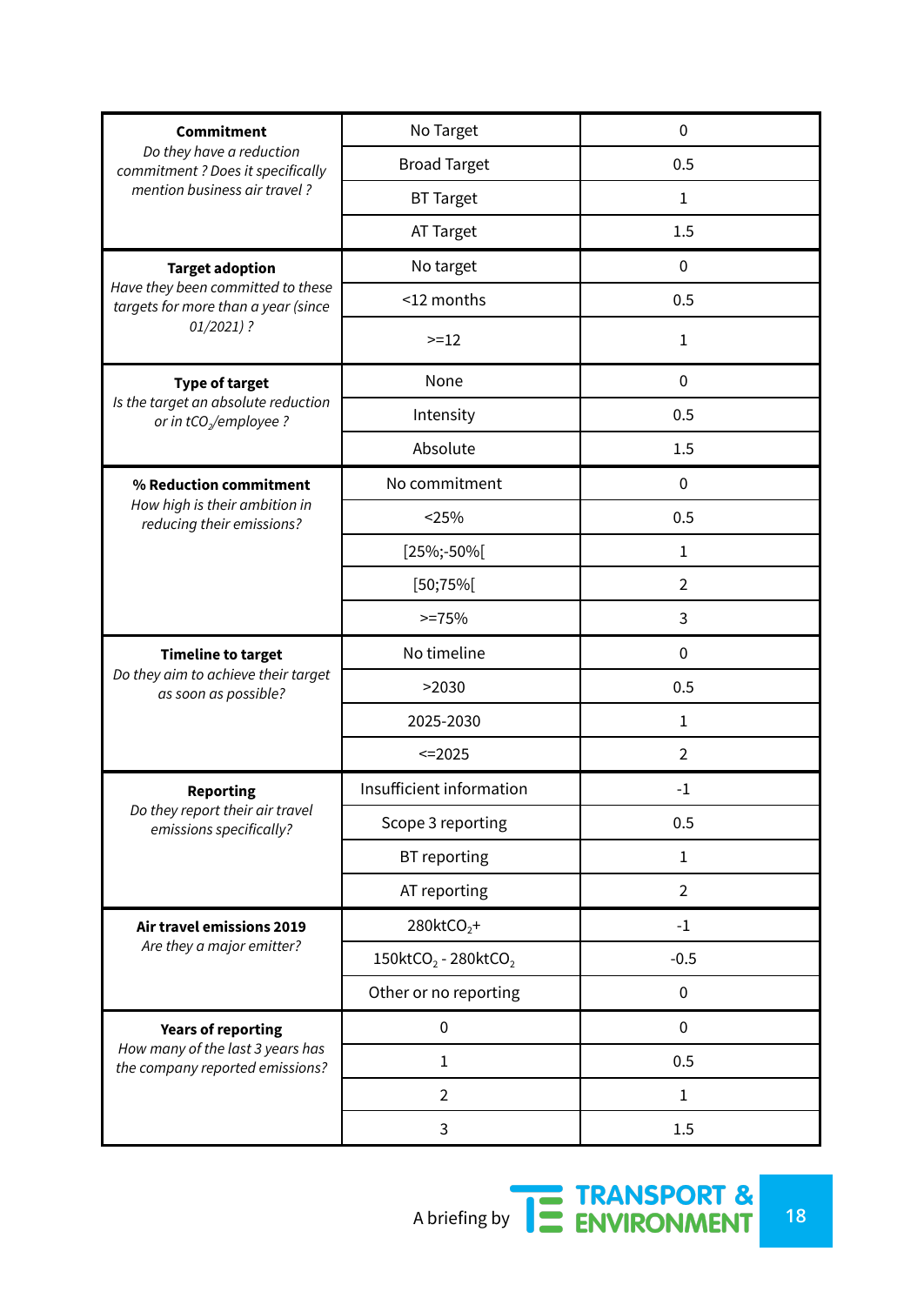| Criterion | Category | Score |
|---|---|---|
| **Commitment**<br>*Do they have a reduction commitment ? Does it specifically mention business air travel ?* | No Target | 0 |
| | Broad Target | 0.5 |
| | BT Target | 1 |
| | AT Target | 1.5 |
| **Target adoption**<br>*Have they been committed to these targets for more than a year (since 01/2021) ?* | No target | 0 |
| | <12 months | 0.5 |
| | >=12 | 1 |
| **Type of target**<br>*Is the target an absolute reduction or in $tCO_2$/employee ?* | None | 0 |
| | Intensity | 0.5 |
| | Absolute | 1.5 |
| **% Reduction commitment**<br>*How high is their ambition in reducing their emissions?* | No commitment | 0 |
| | <25% | 0.5 |
| | [25%;-50%[ | 1 |
| | [50;75%[ | 2 |
| | >=75% | 3 |
| **Timeline to target**<br>*Do they aim to achieve their target as soon as possible?* | No timeline | 0 |
| | >2030 | 0.5 |
| | 2025-2030 | 1 |
| | <=2025 | 2 |
| **Reporting**<br>*Do they report their air travel emissions specifically?* | Insufficient information | -1 |
| | Scope 3 reporting | 0.5 |
| | BT reporting | 1 |
| | AT reporting | 2 |
| **Air travel emissions 2019**<br>*Are they a major emitter?* | $280ktCO_2$+ | -1 |
| | $150ktCO_2$ - $280ktCO_2$ | -0.5 |
| | Other or no reporting | 0 |
| **Years of reporting**<br>*How many of the last 3 years has the company reported emissions?* | 0 | 0 |
| | 1 | 0.5 |
| | 2 | 1 |
| | 3 | 1.5 |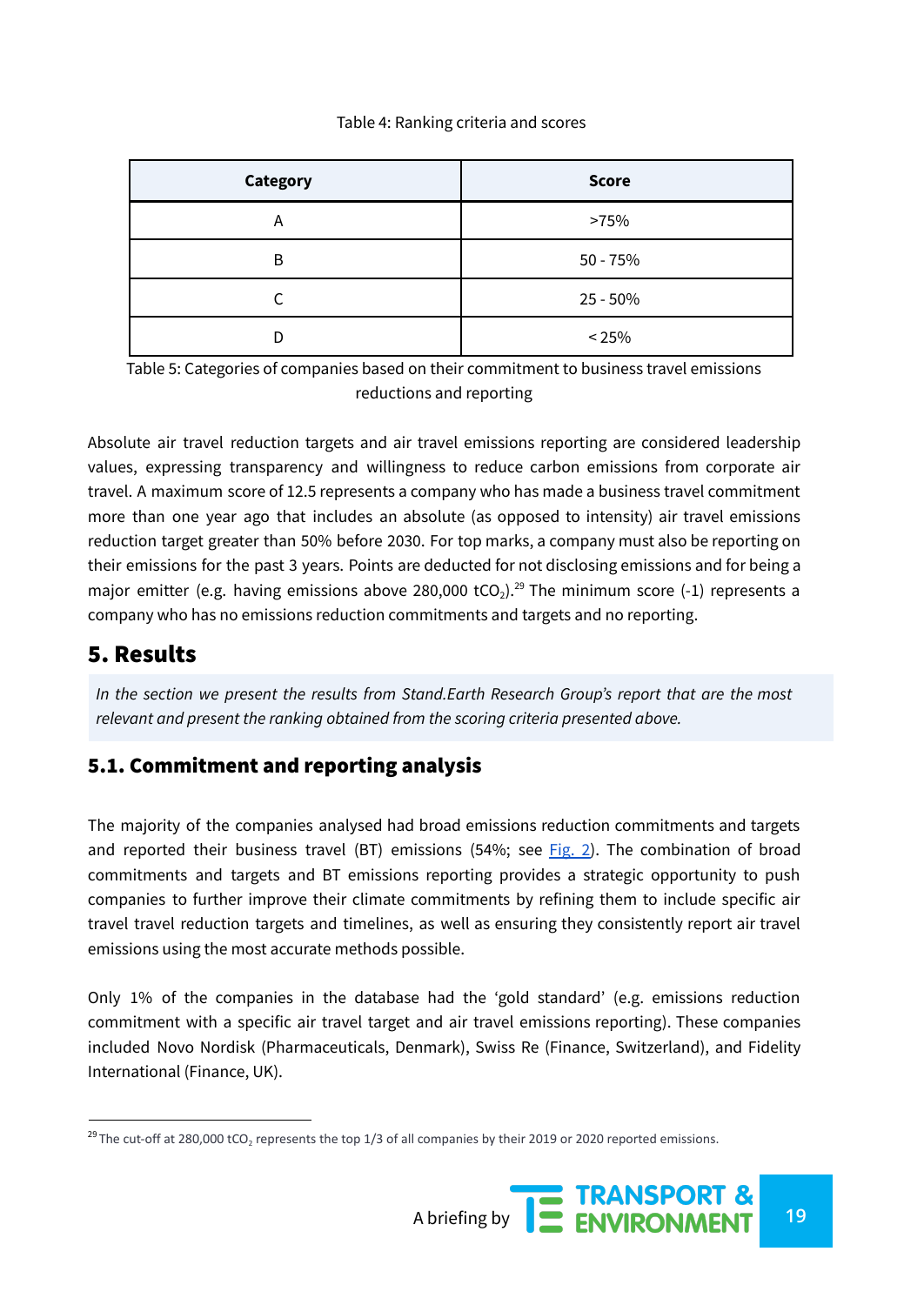Table 4: Ranking criteria and scores

| Category | Score |
| --- | --- |
| A | >75% |
| B | 50 - 75% |
| C | 25 - 50% |
| D | < 25% |

Table 5: Categories of companies based on their commitment to business travel emissions reductions and reporting

Absolute air travel reduction targets and air travel emissions reporting are considered leadership values, expressing transparency and willingness to reduce carbon emissions from corporate air travel. A maximum score of 12.5 represents a company who has made a business travel commitment more than one year ago that includes an absolute (as opposed to intensity) air travel emissions reduction target greater than 50% before 2030. For top marks, a company must also be reporting on their emissions for the past 3 years. Points are deducted for not disclosing emissions and for being a major emitter (e.g. having emissions above 280,000 $tCO_2$).[29] The minimum score (-1) represents a company who has no emissions reduction commitments and targets and no reporting.

# 5. Results

*In the section we present the results from Stand.Earth Research Group's report that are the most relevant and present the ranking obtained from the scoring criteria presented above.*

## 5.1. Commitment and reporting analysis

The majority of the companies analysed had broad emissions reduction commitments and targets and reported their business travel (BT) emissions (54%; see Fig. 2). The combination of broad commitments and targets and BT emissions reporting provides a strategic opportunity to push companies to further improve their climate commitments by refining them to include specific air travel travel reduction targets and timelines, as well as ensuring they consistently report air travel emissions using the most accurate methods possible.

Only 1% of the companies in the database had the 'gold standard' (e.g. emissions reduction commitment with a specific air travel target and air travel emissions reporting). These companies included Novo Nordisk (Pharmaceuticals, Denmark), Swiss Re (Finance, Switzerland), and Fidelity International (Finance, UK).

[29] The cut-off at 280,000 $tCO_2$ represents the top 1/3 of all companies by their 2019 or 2020 reported emissions.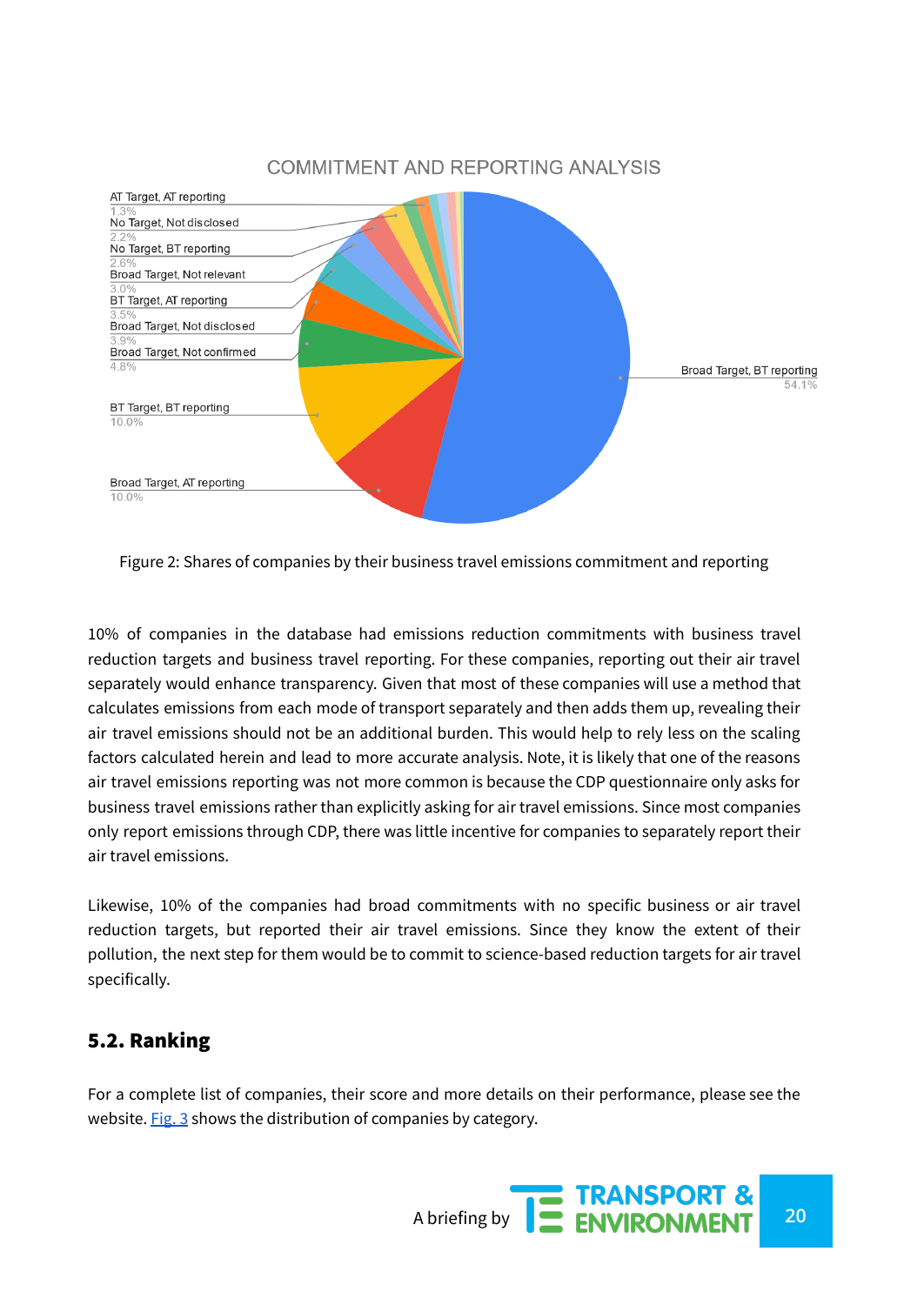Figure 2: Shares of companies by their business travel emissions commitment and reporting

10% of companies in the database had emissions reduction commitments with business travel reduction targets and business travel reporting. For these companies, reporting out their air travel separately would enhance transparency. Given that most of these companies will use a method that calculates emissions from each mode of transport separately and then adds them up, revealing their air travel emissions should not be an additional burden. This would help to rely less on the scaling factors calculated herein and lead to more accurate analysis. Note, it is likely that one of the reasons air travel emissions reporting was not more common is because the CDP questionnaire only asks for business travel emissions rather than explicitly asking for air travel emissions. Since most companies only report emissions through CDP, there was little incentive for companies to separately report their air travel emissions.

Likewise, 10% of the companies had broad commitments with no specific business or air travel reduction targets, but reported their air travel emissions. Since they know the extent of their pollution, the next step for them would be to commit to science-based reduction targets for air travel specifically.

## 5.2. Ranking

For a complete list of companies, their score and more details on their performance, please see the website. Fig. 3 shows the distribution of companies by category.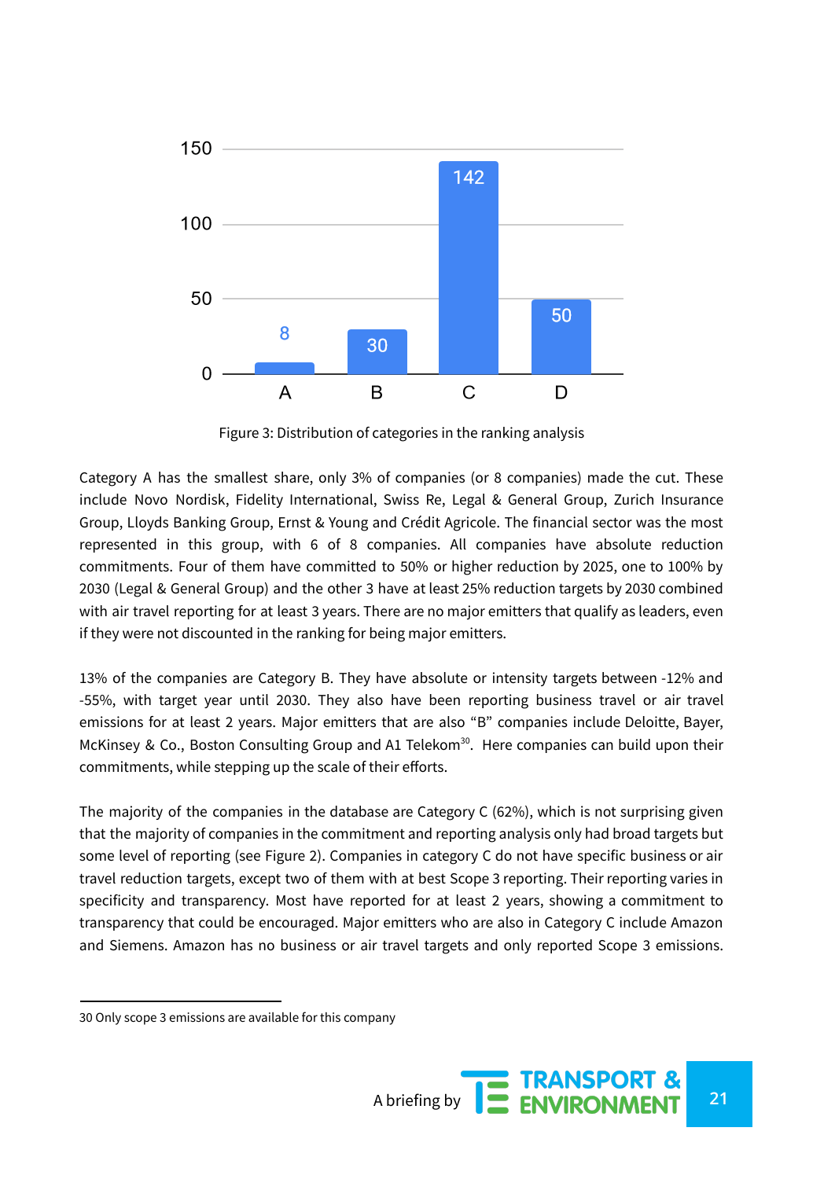Figure 3: Distribution of categories in the ranking analysis

Category A has the smallest share, only 3% of companies (or 8 companies) made the cut. These include Novo Nordisk, Fidelity International, Swiss Re, Legal & General Group, Zurich Insurance Group, Lloyds Banking Group, Ernst & Young and Crédit Agricole. The financial sector was the most represented in this group, with 6 of 8 companies. All companies have absolute reduction commitments. Four of them have committed to 50% or higher reduction by 2025, one to 100% by 2030 (Legal & General Group) and the other 3 have at least 25% reduction targets by 2030 combined with air travel reporting for at least 3 years. There are no major emitters that qualify as leaders, even if they were not discounted in the ranking for being major emitters.

13% of the companies are Category B. They have absolute or intensity targets between -12% and -55%, with target year until 2030. They also have been reporting business travel or air travel emissions for at least 2 years. Major emitters that are also "B" companies include Deloitte, Bayer, McKinsey & Co., Boston Consulting Group and A1 Telekom[30]. Here companies can build upon their commitments, while stepping up the scale of their efforts.

The majority of the companies in the database are Category C (62%), which is not surprising given that the majority of companies in the commitment and reporting analysis only had broad targets but some level of reporting (see Figure 2). Companies in category C do not have specific business or air travel reduction targets, except two of them with at best Scope 3 reporting. Their reporting varies in specificity and transparency. Most have reported for at least 2 years, showing a commitment to transparency that could be encouraged. Major emitters who are also in Category C include Amazon and Siemens. Amazon has no business or air travel targets and only reported Scope 3 emissions.

30 Only scope 3 emissions are available for this company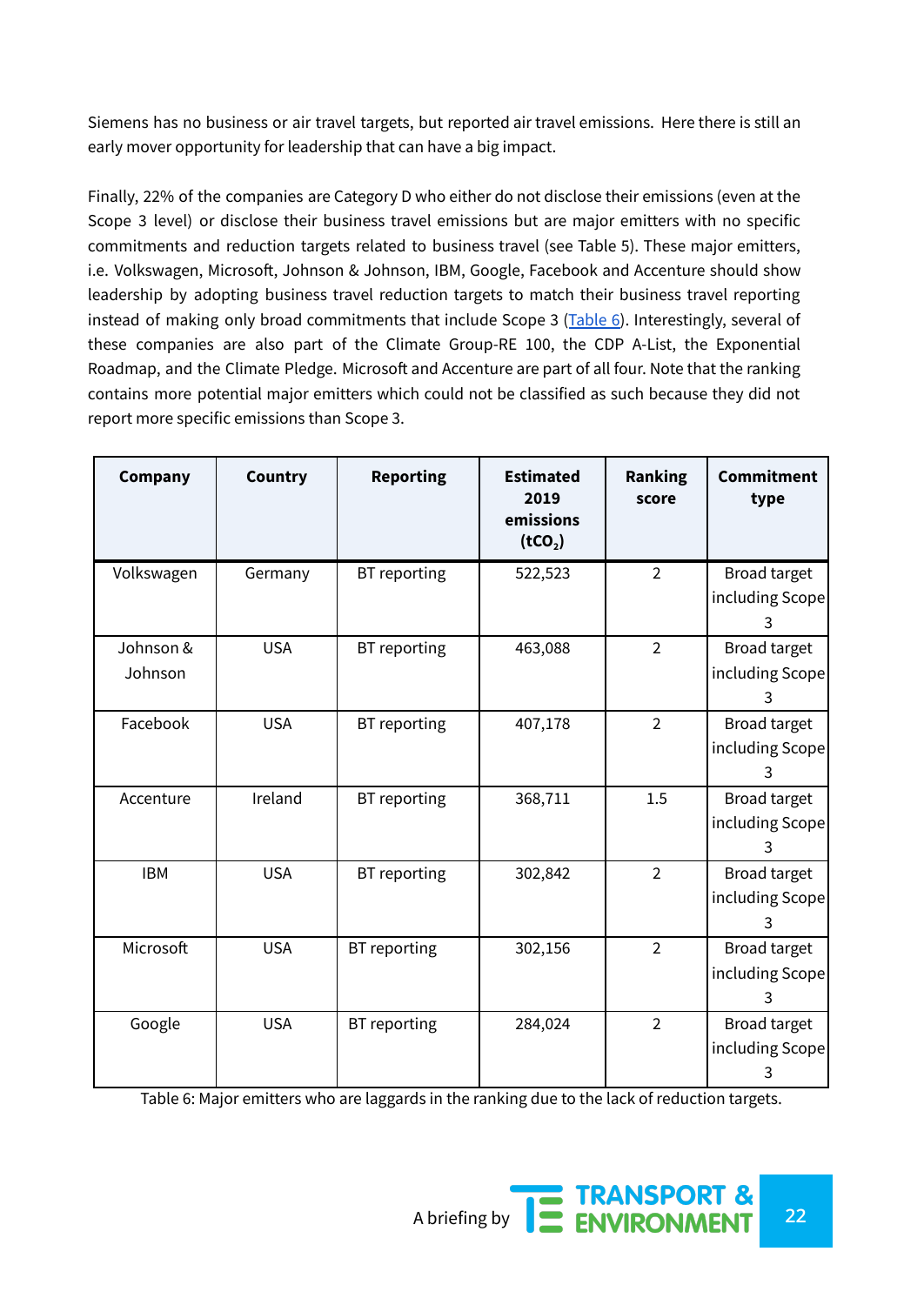Siemens has no business or air travel targets, but reported air travel emissions. Here there is still an early mover opportunity for leadership that can have a big impact.

Finally, 22% of the companies are Category D who either do not disclose their emissions (even at the Scope 3 level) or disclose their business travel emissions but are major emitters with no specific commitments and reduction targets related to business travel (see Table 5). These major emitters, i.e. Volkswagen, Microsoft, Johnson & Johnson, IBM, Google, Facebook and Accenture should show leadership by adopting business travel reduction targets to match their business travel reporting instead of making only broad commitments that include Scope 3 (Table 6). Interestingly, several of these companies are also part of the Climate Group-RE 100, the CDP A-List, the Exponential Roadmap, and the Climate Pledge. Microsoft and Accenture are part of all four. Note that the ranking contains more potential major emitters which could not be classified as such because they did not report more specific emissions than Scope 3.

| Company | Country | Reporting | Estimated 2019 emissions ($tCO_2$) | Ranking score | Commitment type |
|---|---|---|---|---|---|
| Volkswagen | Germany | BT reporting | 522,523 | 2 | Broad target including Scope 3 |
| Johnson & Johnson | USA | BT reporting | 463,088 | 2 | Broad target including Scope 3 |
| Facebook | USA | BT reporting | 407,178 | 2 | Broad target including Scope 3 |
| Accenture | Ireland | BT reporting | 368,711 | 1.5 | Broad target including Scope 3 |
| IBM | USA | BT reporting | 302,842 | 2 | Broad target including Scope 3 |
| Microsoft | USA | BT reporting | 302,156 | 2 | Broad target including Scope 3 |
| Google | USA | BT reporting | 284,024 | 2 | Broad target including Scope 3 |

Table 6: Major emitters who are laggards in the ranking due to the lack of reduction targets.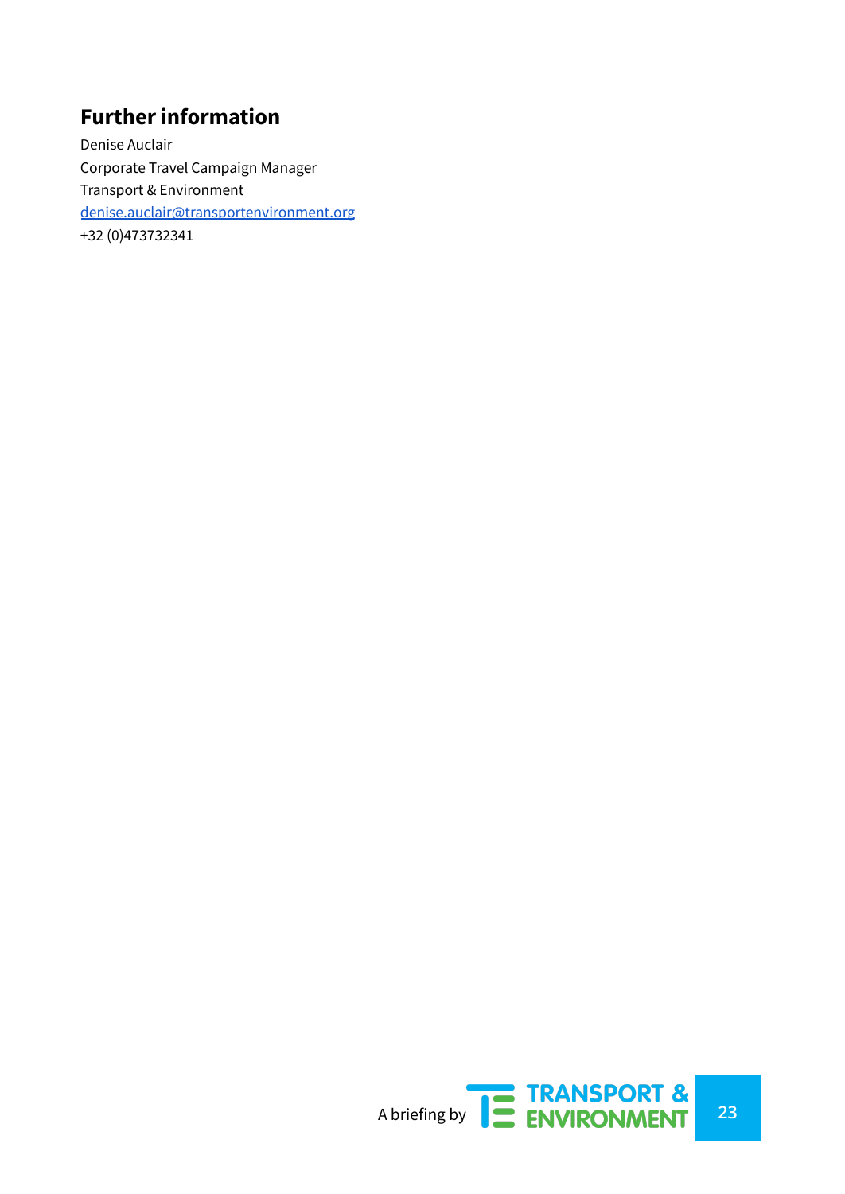## Further information

Denise Auclair
Corporate Travel Campaign Manager
Transport & Environment
denise.auclair@transportenvironment.org
+32 (0)473732341